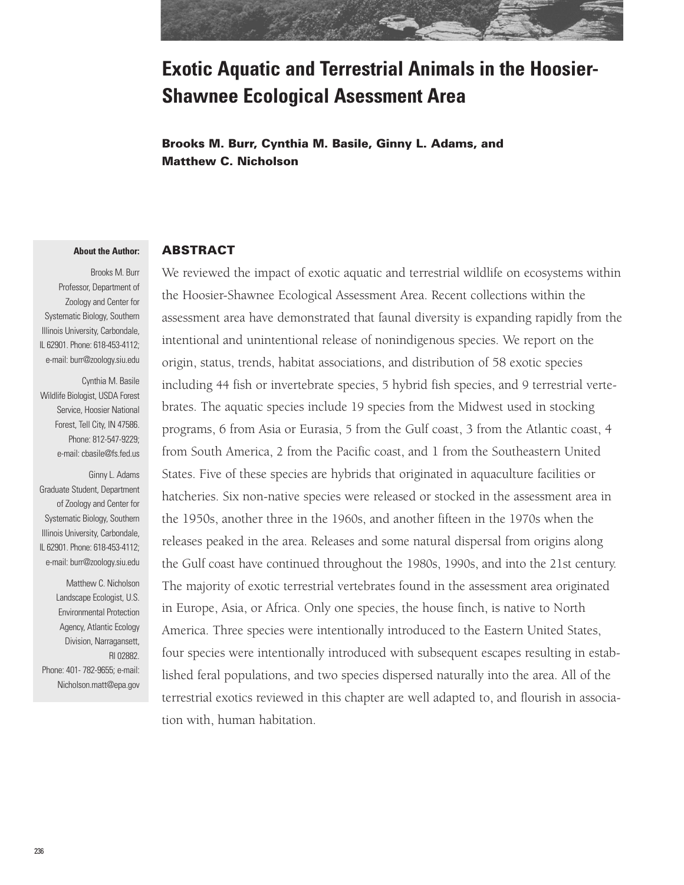# Exotic Aquatic and Terrestrial Animals in the Hoosier-Shawnee Ecological Asessment Area

**Brooks M. Burr, Cynthia M. Basile, Ginny L. Adams, and Matthew C. Nicholson**

**About the Author:**

Brooks M. Burr
Professor, Department of Zoology and Center for Systematic Biology, Southern Illinois University, Carbondale, IL 62901. Phone: 618-453-4112; e-mail: burr@zoology.siu.edu

Cynthia M. Basile
Wildlife Biologist, USDA Forest Service, Hoosier National Forest, Tell City, IN 47586. Phone: 812-547-9229; e-mail: cbasile@fs.fed.us

Ginny L. Adams
Graduate Student, Department of Zoology and Center for Systematic Biology, Southern Illinois University, Carbondale, IL 62901. Phone: 618-453-4112; e-mail: burr@zoology.siu.edu

Matthew C. Nicholson
Landscape Ecologist, U.S. Environmental Protection Agency, Atlantic Ecology Division, Narragansett, RI 02882. Phone: 401- 782-9655; e-mail: Nicholson.matt@epa.gov

## ABSTRACT

We reviewed the impact of exotic aquatic and terrestrial wildlife on ecosystems within the Hoosier-Shawnee Ecological Assessment Area. Recent collections within the assessment area have demonstrated that faunal diversity is expanding rapidly from the intentional and unintentional release of nonindigenous species. We report on the origin, status, trends, habitat associations, and distribution of 58 exotic species including 44 fish or invertebrate species, 5 hybrid fish species, and 9 terrestrial vertebrates. The aquatic species include 19 species from the Midwest used in stocking programs, 6 from Asia or Eurasia, 5 from the Gulf coast, 3 from the Atlantic coast, 4 from South America, 2 from the Pacific coast, and 1 from the Southeastern United States. Five of these species are hybrids that originated in aquaculture facilities or hatcheries. Six non-native species were released or stocked in the assessment area in the 1950s, another three in the 1960s, and another fifteen in the 1970s when the releases peaked in the area. Releases and some natural dispersal from origins along the Gulf coast have continued throughout the 1980s, 1990s, and into the 21st century. The majority of exotic terrestrial vertebrates found in the assessment area originated in Europe, Asia, or Africa. Only one species, the house finch, is native to North America. Three species were intentionally introduced to the Eastern United States, four species were intentionally introduced with subsequent escapes resulting in established feral populations, and two species dispersed naturally into the area. All of the terrestrial exotics reviewed in this chapter are well adapted to, and flourish in association with, human habitation.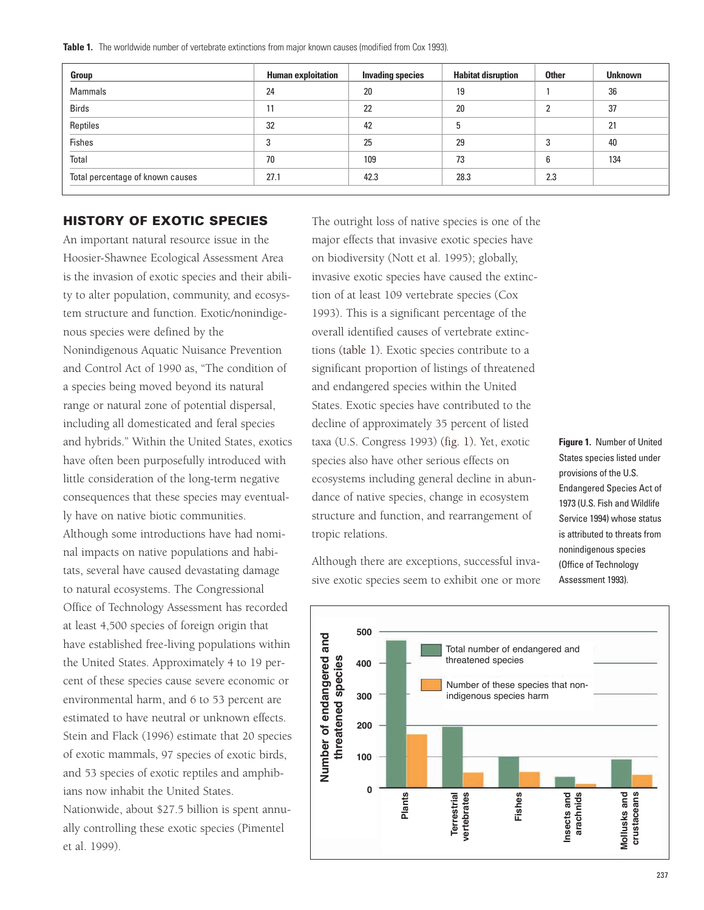**Table 1.** The worldwide number of vertebrate extinctions from major known causes (modified from Cox 1993).

| Group | Human exploitation | Invading species | Habitat disruption | Other | Unknown |
|---|---|---|---|---|---|
| Mammals | 24 | 20 | 19 | 1 | 36 |
| Birds | 11 | 22 | 20 | 2 | 37 |
| Reptiles | 32 | 42 | 5 | | 21 |
| Fishes | 3 | 25 | 29 | 3 | 40 |
| Total | 70 | 109 | 73 | 6 | 134 |
| Total percentage of known causes | 27.1 | 42.3 | 28.3 | 2.3 | |

## HISTORY OF EXOTIC SPECIES

An important natural resource issue in the Hoosier-Shawnee Ecological Assessment Area is the invasion of exotic species and their ability to alter population, community, and ecosystem structure and function. Exotic/nonindigenous species were defined by the Nonindigenous Aquatic Nuisance Prevention and Control Act of 1990 as, "The condition of a species being moved beyond its natural range or natural zone of potential dispersal, including all domesticated and feral species and hybrids." Within the United States, exotics have often been purposefully introduced with little consideration of the long-term negative consequences that these species may eventually have on native biotic communities. Although some introductions have had nominal impacts on native populations and habitats, several have caused devastating damage to natural ecosystems. The Congressional Office of Technology Assessment has recorded at least 4,500 species of foreign origin that have established free-living populations within the United States. Approximately 4 to 19 percent of these species cause severe economic or environmental harm, and 6 to 53 percent are estimated to have neutral or unknown effects. Stein and Flack (1996) estimate that 20 species of exotic mammals, 97 species of exotic birds, and 53 species of exotic reptiles and amphibians now inhabit the United States. Nationwide, about $27.5 billion is spent annually controlling these exotic species (Pimentel et al. 1999).

The outright loss of native species is one of the major effects that invasive exotic species have on biodiversity (Nott et al. 1995); globally, invasive exotic species have caused the extinction of at least 109 vertebrate species (Cox 1993). This is a significant percentage of the overall identified causes of vertebrate extinctions (table 1). Exotic species contribute to a significant proportion of listings of threatened and endangered species within the United States. Exotic species have contributed to the decline of approximately 35 percent of listed taxa (U.S. Congress 1993) (fig. 1). Yet, exotic species also have other serious effects on ecosystems including general decline in abundance of native species, change in ecosystem structure and function, and rearrangement of tropic relations.

Although there are exceptions, successful invasive exotic species seem to exhibit one or more

**Figure 1.** Number of United States species listed under provisions of the U.S. Endangered Species Act of 1973 (U.S. Fish and Wildlife Service 1994) whose status is attributed to threats from nonindigenous species (Office of Technology Assessment 1993).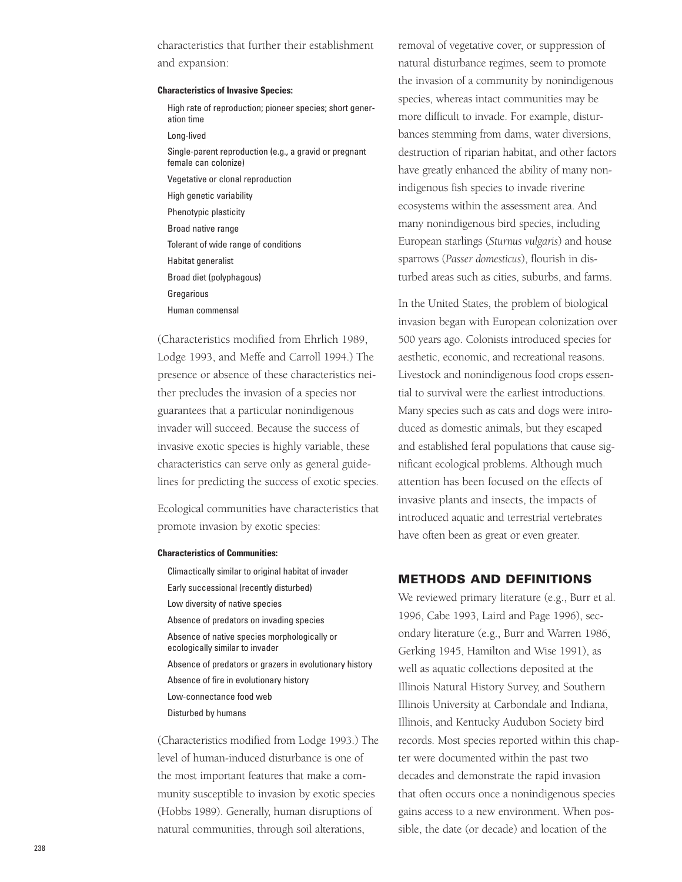characteristics that further their establishment and expansion:

**Characteristics of Invasive Species:**

- High rate of reproduction; pioneer species; short generation time
- Long-lived
- Single-parent reproduction (e.g., a gravid or pregnant female can colonize)
- Vegetative or clonal reproduction
- High genetic variability
- Phenotypic plasticity
- Broad native range
- Tolerant of wide range of conditions
- Habitat generalist
- Broad diet (polyphagous)
- Gregarious
- Human commensal

(Characteristics modified from Ehrlich 1989, Lodge 1993, and Meffe and Carroll 1994.) The presence or absence of these characteristics neither precludes the invasion of a species nor guarantees that a particular nonindigenous invader will succeed. Because the success of invasive exotic species is highly variable, these characteristics can serve only as general guidelines for predicting the success of exotic species.

Ecological communities have characteristics that promote invasion by exotic species:

**Characteristics of Communities:**

- Climactically similar to original habitat of invader
- Early successional (recently disturbed)
- Low diversity of native species
- Absence of predators on invading species
- Absence of native species morphologically or ecologically similar to invader
- Absence of predators or grazers in evolutionary history
- Absence of fire in evolutionary history
- Low-connectance food web
- Disturbed by humans

(Characteristics modified from Lodge 1993.) The level of human-induced disturbance is one of the most important features that make a community susceptible to invasion by exotic species (Hobbs 1989). Generally, human disruptions of natural communities, through soil alterations, removal of vegetative cover, or suppression of natural disturbance regimes, seem to promote the invasion of a community by nonindigenous species, whereas intact communities may be more difficult to invade. For example, disturbances stemming from dams, water diversions, destruction of riparian habitat, and other factors have greatly enhanced the ability of many nonindigenous fish species to invade riverine ecosystems within the assessment area. And many nonindigenous bird species, including European starlings (*Sturnus vulgaris*) and house sparrows (*Passer domesticus*), flourish in disturbed areas such as cities, suburbs, and farms.

In the United States, the problem of biological invasion began with European colonization over 500 years ago. Colonists introduced species for aesthetic, economic, and recreational reasons. Livestock and nonindigenous food crops essential to survival were the earliest introductions. Many species such as cats and dogs were introduced as domestic animals, but they escaped and established feral populations that cause significant ecological problems. Although much attention has been focused on the effects of invasive plants and insects, the impacts of introduced aquatic and terrestrial vertebrates have often been as great or even greater.

## METHODS AND DEFINITIONS

We reviewed primary literature (e.g., Burr et al. 1996, Cabe 1993, Laird and Page 1996), secondary literature (e.g., Burr and Warren 1986, Gerking 1945, Hamilton and Wise 1991), as well as aquatic collections deposited at the Illinois Natural History Survey, and Southern Illinois University at Carbondale and Indiana, Illinois, and Kentucky Audubon Society bird records. Most species reported within this chapter were documented within the past two decades and demonstrate the rapid invasion that often occurs once a nonindigenous species gains access to a new environment. When possible, the date (or decade) and location of the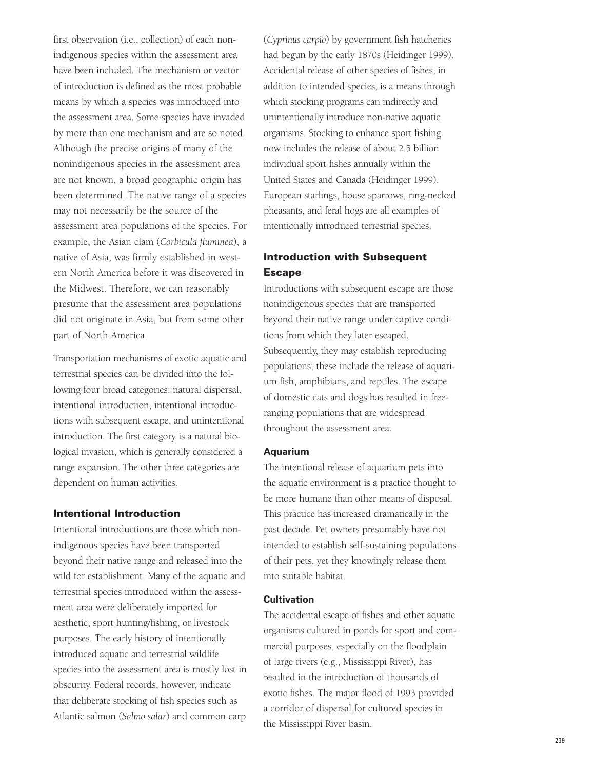first observation (i.e., collection) of each nonindigenous species within the assessment area have been included. The mechanism or vector of introduction is defined as the most probable means by which a species was introduced into the assessment area. Some species have invaded by more than one mechanism and are so noted. Although the precise origins of many of the nonindigenous species in the assessment area are not known, a broad geographic origin has been determined. The native range of a species may not necessarily be the source of the assessment area populations of the species. For example, the Asian clam (*Corbicula fluminea*), a native of Asia, was firmly established in western North America before it was discovered in the Midwest. Therefore, we can reasonably presume that the assessment area populations did not originate in Asia, but from some other part of North America.

Transportation mechanisms of exotic aquatic and terrestrial species can be divided into the following four broad categories: natural dispersal, intentional introduction, intentional introductions with subsequent escape, and unintentional introduction. The first category is a natural biological invasion, which is generally considered a range expansion. The other three categories are dependent on human activities.

### Intentional Introduction

Intentional introductions are those which nonindigenous species have been transported beyond their native range and released into the wild for establishment. Many of the aquatic and terrestrial species introduced within the assessment area were deliberately imported for aesthetic, sport hunting/fishing, or livestock purposes. The early history of intentionally introduced aquatic and terrestrial wildlife species into the assessment area is mostly lost in obscurity. Federal records, however, indicate that deliberate stocking of fish species such as Atlantic salmon (*Salmo salar*) and common carp (*Cyprinus carpio*) by government fish hatcheries had begun by the early 1870s (Heidinger 1999). Accidental release of other species of fishes, in addition to intended species, is a means through which stocking programs can indirectly and unintentionally introduce non-native aquatic organisms. Stocking to enhance sport fishing now includes the release of about 2.5 billion individual sport fishes annually within the United States and Canada (Heidinger 1999). European starlings, house sparrows, ring-necked pheasants, and feral hogs are all examples of intentionally introduced terrestrial species.

### Introduction with Subsequent Escape

Introductions with subsequent escape are those nonindigenous species that are transported beyond their native range under captive conditions from which they later escaped. Subsequently, they may establish reproducing populations; these include the release of aquarium fish, amphibians, and reptiles. The escape of domestic cats and dogs has resulted in free-ranging populations that are widespread throughout the assessment area.

#### Aquarium

The intentional release of aquarium pets into the aquatic environment is a practice thought to be more humane than other means of disposal. This practice has increased dramatically in the past decade. Pet owners presumably have not intended to establish self-sustaining populations of their pets, yet they knowingly release them into suitable habitat.

#### Cultivation

The accidental escape of fishes and other aquatic organisms cultured in ponds for sport and commercial purposes, especially on the floodplain of large rivers (e.g., Mississippi River), has resulted in the introduction of thousands of exotic fishes. The major flood of 1993 provided a corridor of dispersal for cultured species in the Mississippi River basin.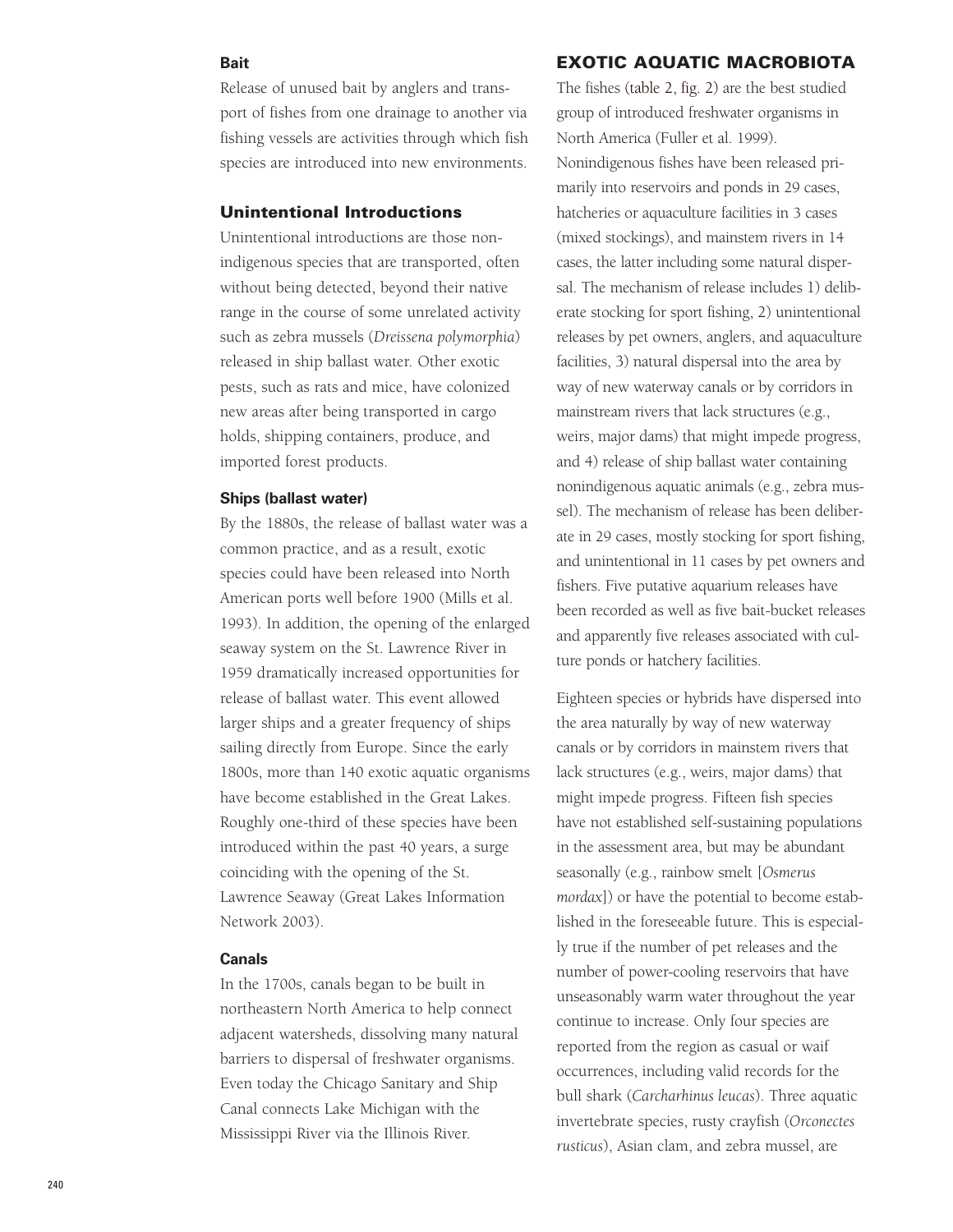#### Bait

Release of unused bait by anglers and transport of fishes from one drainage to another via fishing vessels are activities through which fish species are introduced into new environments.

### Unintentional Introductions

Unintentional introductions are those nonindigenous species that are transported, often without being detected, beyond their native range in the course of some unrelated activity such as zebra mussels (*Dreissena polymorphia*) released in ship ballast water. Other exotic pests, such as rats and mice, have colonized new areas after being transported in cargo holds, shipping containers, produce, and imported forest products.

#### Ships (ballast water)

By the 1880s, the release of ballast water was a common practice, and as a result, exotic species could have been released into North American ports well before 1900 (Mills et al. 1993). In addition, the opening of the enlarged seaway system on the St. Lawrence River in 1959 dramatically increased opportunities for release of ballast water. This event allowed larger ships and a greater frequency of ships sailing directly from Europe. Since the early 1800s, more than 140 exotic aquatic organisms have become established in the Great Lakes. Roughly one-third of these species have been introduced within the past 40 years, a surge coinciding with the opening of the St. Lawrence Seaway (Great Lakes Information Network 2003).

#### Canals

In the 1700s, canals began to be built in northeastern North America to help connect adjacent watersheds, dissolving many natural barriers to dispersal of freshwater organisms. Even today the Chicago Sanitary and Ship Canal connects Lake Michigan with the Mississippi River via the Illinois River.

## EXOTIC AQUATIC MACROBIOTA

The fishes (table 2, fig. 2) are the best studied group of introduced freshwater organisms in North America (Fuller et al. 1999). Nonindigenous fishes have been released primarily into reservoirs and ponds in 29 cases, hatcheries or aquaculture facilities in 3 cases (mixed stockings), and mainstem rivers in 14 cases, the latter including some natural dispersal. The mechanism of release includes 1) deliberate stocking for sport fishing, 2) unintentional releases by pet owners, anglers, and aquaculture facilities, 3) natural dispersal into the area by way of new waterway canals or by corridors in mainstream rivers that lack structures (e.g., weirs, major dams) that might impede progress, and 4) release of ship ballast water containing nonindigenous aquatic animals (e.g., zebra mussel). The mechanism of release has been deliberate in 29 cases, mostly stocking for sport fishing, and unintentional in 11 cases by pet owners and fishers. Five putative aquarium releases have been recorded as well as five bait-bucket releases and apparently five releases associated with culture ponds or hatchery facilities.

Eighteen species or hybrids have dispersed into the area naturally by way of new waterway canals or by corridors in mainstem rivers that lack structures (e.g., weirs, major dams) that might impede progress. Fifteen fish species have not established self-sustaining populations in the assessment area, but may be abundant seasonally (e.g., rainbow smelt [*Osmerus mordax*]) or have the potential to become established in the foreseeable future. This is especially true if the number of pet releases and the number of power-cooling reservoirs that have unseasonably warm water throughout the year continue to increase. Only four species are reported from the region as casual or waif occurrences, including valid records for the bull shark (*Carcharhinus leucas*). Three aquatic invertebrate species, rusty crayfish (*Orconectes rusticus*), Asian clam, and zebra mussel, are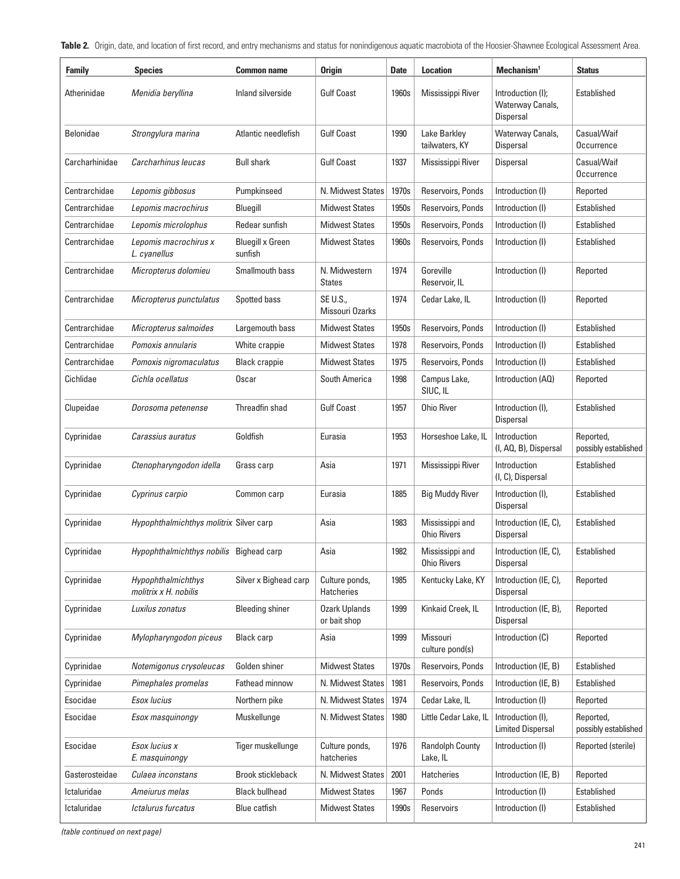**Table 2.** Origin, date, and location of first record, and entry mechanisms and status for nonindigenous aquatic macrobiota of the Hoosier-Shawnee Ecological Assessment Area.

| Family | Species | Common name | Origin | Date | Location | Mechanism[1] | Status |
|---|---|---|---|---|---|---|---|
| Atherinidae | *Menidia beryllina* | Inland silverside | Gulf Coast | 1960s | Mississippi River | Introduction (I); Waterway Canals, Dispersal | Established |
| Belonidae | *Strongylura marina* | Atlantic needlefish | Gulf Coast | 1990 | Lake Barkley tailwaters, KY | Waterway Canals, Dispersal | Casual/Waif Occurrence |
| Carcharhinidae | *Carcharhinus leucas* | Bull shark | Gulf Coast | 1937 | Mississippi River | Dispersal | Casual/Waif Occurrence |
| Centrarchidae | *Lepomis gibbosus* | Pumpkinseed | N. Midwest States | 1970s | Reservoirs, Ponds | Introduction (I) | Reported |
| Centrarchidae | *Lepomis macrochirus* | Bluegill | Midwest States | 1950s | Reservoirs, Ponds | Introduction (I) | Established |
| Centrarchidae | *Lepomis microlophus* | Redear sunfish | Midwest States | 1950s | Reservoirs, Ponds | Introduction (I) | Established |
| Centrarchidae | *Lepomis macrochirus x L. cyanellus* | Bluegill x Green sunfish | Midwest States | 1960s | Reservoirs, Ponds | Introduction (I) | Established |
| Centrarchidae | *Micropterus dolomieu* | Smallmouth bass | N. Midwestern States | 1974 | Goreville Reservoir, IL | Introduction (I) | Reported |
| Centrarchidae | *Micropterus punctulatus* | Spotted bass | SE U.S., Missouri Ozarks | 1974 | Cedar Lake, IL | Introduction (I) | Reported |
| Centrarchidae | *Micropterus salmoides* | Largemouth bass | Midwest States | 1950s | Reservoirs, Ponds | Introduction (I) | Established |
| Centrarchidae | *Pomoxis annularis* | White crappie | Midwest States | 1978 | Reservoirs, Ponds | Introduction (I) | Established |
| Centrarchidae | *Pomoxis nigromaculatus* | Black crappie | Midwest States | 1975 | Reservoirs, Ponds | Introduction (I) | Established |
| Cichlidae | *Cichla ocellatus* | Oscar | South America | 1998 | Campus Lake, SIUC, IL | Introduction (AQ) | Reported |
| Clupeidae | *Dorosoma petenense* | Threadfin shad | Gulf Coast | 1957 | Ohio River | Introduction (I), Dispersal | Established |
| Cyprinidae | *Carassius auratus* | Goldfish | Eurasia | 1953 | Horseshoe Lake, IL | Introduction (I, AQ, B), Dispersal | Reported, possibly established |
| Cyprinidae | *Ctenopharyngodon idella* | Grass carp | Asia | 1971 | Mississippi River | Introduction (I, C), Dispersal | Established |
| Cyprinidae | *Cyprinus carpio* | Common carp | Eurasia | 1885 | Big Muddy River | Introduction (I), Dispersal | Established |
| Cyprinidae | *Hypophthalmichthys molitrix* | Silver carp | Asia | 1983 | Mississippi and Ohio Rivers | Introduction (IE, C), Dispersal | Established |
| Cyprinidae | *Hypophthalmichthys nobilis* | Bighead carp | Asia | 1982 | Mississippi and Ohio Rivers | Introduction (IE, C), Dispersal | Established |
| Cyprinidae | *Hypophthalmichthys molitrix x H. nobilis* | Silver x Bighead carp | Culture ponds, Hatcheries | 1985 | Kentucky Lake, KY | Introduction (IE, C), Dispersal | Reported |
| Cyprinidae | *Luxilus zonatus* | Bleeding shiner | Ozark Uplands or bait shop | 1999 | Kinkaid Creek, IL | Introduction (IE, B), Dispersal | Reported |
| Cyprinidae | *Mylopharyngodon piceus* | Black carp | Asia | 1999 | Missouri culture pond(s) | Introduction (C) | Reported |
| Cyprinidae | *Notemigonus crysoleucas* | Golden shiner | Midwest States | 1970s | Reservoirs, Ponds | Introduction (IE, B) | Established |
| Cyprinidae | *Pimephales promelas* | Fathead minnow | N. Midwest States | 1981 | Reservoirs, Ponds | Introduction (IE, B) | Established |
| Esocidae | *Esox lucius* | Northern pike | N. Midwest States | 1974 | Cedar Lake, IL | Introduction (I) | Reported |
| Esocidae | *Esox masquinongy* | Muskellunge | N. Midwest States | 1980 | Little Cedar Lake, IL | Introduction (I), Limited Dispersal | Reported, possibly established |
| Esocidae | *Esox lucius x E. masquinongy* | Tiger muskellunge | Culture ponds, hatcheries | 1976 | Randolph County Lake, IL | Introduction (I) | Reported (sterile) |
| Gasterosteidae | *Culaea inconstans* | Brook stickleback | N. Midwest States | 2001 | Hatcheries | Introduction (IE, B) | Reported |
| Ictaluridae | *Ameiurus melas* | Black bullhead | Midwest States | 1967 | Ponds | Introduction (I) | Established |
| Ictaluridae | *Ictalurus furcatus* | Blue catfish | Midwest States | 1990s | Reservoirs | Introduction (I) | Established |

*(table continued on next page)*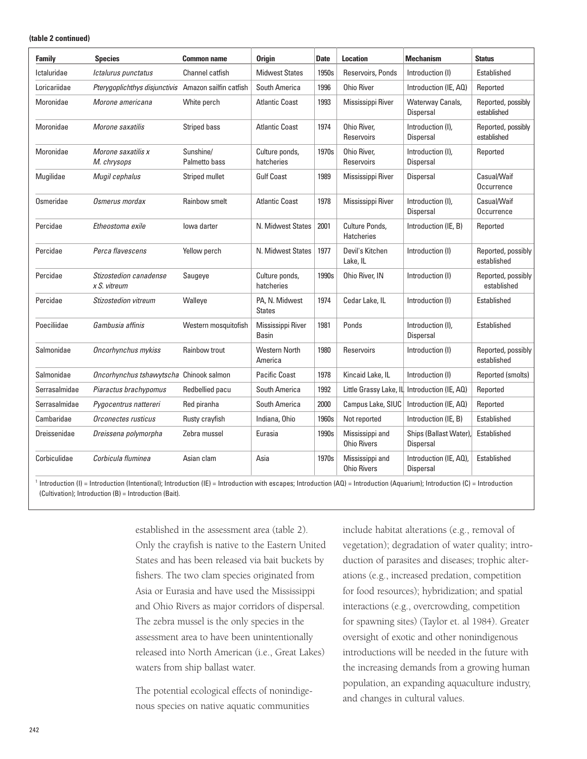**(table 2 continued)**

| Family | Species | Common name | Origin | Date | Location | Mechanism | Status |
|---|---|---|---|---|---|---|---|
| Ictaluridae | *Ictalurus punctatus* | Channel catfish | Midwest States | 1950s | Reservoirs, Ponds | Introduction (I) | Established |
| Loricariidae | *Pterygoplichthys disjunctivis* | Amazon sailfin catfish | South America | 1996 | Ohio River | Introduction (IE, AQ) | Reported |
| Moronidae | *Morone americana* | White perch | Atlantic Coast | 1993 | Mississippi River | Waterway Canals, Dispersal | Reported, possibly established |
| Moronidae | *Morone saxatilis* | Striped bass | Atlantic Coast | 1974 | Ohio River, Reservoirs | Introduction (I), Dispersal | Reported, possibly established |
| Moronidae | *Morone saxatilis x M. chrysops* | Sunshine/ Palmetto bass | Culture ponds, hatcheries | 1970s | Ohio River, Reservoirs | Introduction (I), Dispersal | Reported |
| Mugilidae | *Mugil cephalus* | Striped mullet | Gulf Coast | 1989 | Mississippi River | Dispersal | Casual/Waif Occurrence |
| Osmeridae | *Osmerus mordax* | Rainbow smelt | Atlantic Coast | 1978 | Mississippi River | Introduction (I), Dispersal | Casual/Waif Occurrence |
| Percidae | *Etheostoma exile* | Iowa darter | N. Midwest States | 2001 | Culture Ponds, Hatcheries | Introduction (IE, B) | Reported |
| Percidae | *Perca flavescens* | Yellow perch | N. Midwest States | 1977 | Devil's Kitchen Lake, IL | Introduction (I) | Reported, possibly established |
| Percidae | *Stizostedion canadense x S. vitreum* | Saugeye | Culture ponds, hatcheries | 1990s | Ohio River, IN | Introduction (I) | Reported, possibly established |
| Percidae | *Stizostedion vitreum* | Walleye | PA, N. Midwest States | 1974 | Cedar Lake, IL | Introduction (I) | Established |
| Poeciliidae | *Gambusia affinis* | Western mosquitofish | Mississippi River Basin | 1981 | Ponds | Introduction (I), Dispersal | Established |
| Salmonidae | *Oncorhynchus mykiss* | Rainbow trout | Western North America | 1980 | Reservoirs | Introduction (I) | Reported, possibly established |
| Salmonidae | *Oncorhynchus tshawytscha* | Chinook salmon | Pacific Coast | 1978 | Kincaid Lake, IL | Introduction (I) | Reported (smolts) |
| Serrasalmidae | *Piaractus brachypomus* | Redbellied pacu | South America | 1992 | Little Grassy Lake, IL | Introduction (IE, AQ) | Reported |
| Serrasalmidae | *Pygocentrus nattereri* | Red piranha | South America | 2000 | Campus Lake, SIUC | Introduction (IE, AQ) | Reported |
| Cambaridae | *Orconectes rusticus* | Rusty crayfish | Indiana, Ohio | 1960s | Not reported | Introduction (IE, B) | Established |
| Dreissenidae | *Dreissena polymorpha* | Zebra mussel | Eurasia | 1990s | Mississippi and Ohio Rivers | Ships (Ballast Water), Dispersal | Established |
| Corbiculidae | *Corbicula fluminea* | Asian clam | Asia | 1970s | Mississippi and Ohio Rivers | Introduction (IE, AQ), Dispersal | Established |

[1] Introduction (I) = Introduction (Intentional); Introduction (IE) = Introduction with escapes; Introduction (AQ) = Introduction (Aquarium); Introduction (C) = Introduction (Cultivation); Introduction (B) = Introduction (Bait).

established in the assessment area (table 2). Only the crayfish is native to the Eastern United States and has been released via bait buckets by fishers. The two clam species originated from Asia or Eurasia and have used the Mississippi and Ohio Rivers as major corridors of dispersal. The zebra mussel is the only species in the assessment area to have been unintentionally released into North American (i.e., Great Lakes) waters from ship ballast water.

The potential ecological effects of nonindigenous species on native aquatic communities include habitat alterations (e.g., removal of vegetation); degradation of water quality; introduction of parasites and diseases; trophic alterations (e.g., increased predation, competition for food resources); hybridization; and spatial interactions (e.g., overcrowding, competition for spawning sites) (Taylor et. al 1984). Greater oversight of exotic and other nonindigenous introductions will be needed in the future with the increasing demands from a growing human population, an expanding aquaculture industry, and changes in cultural values.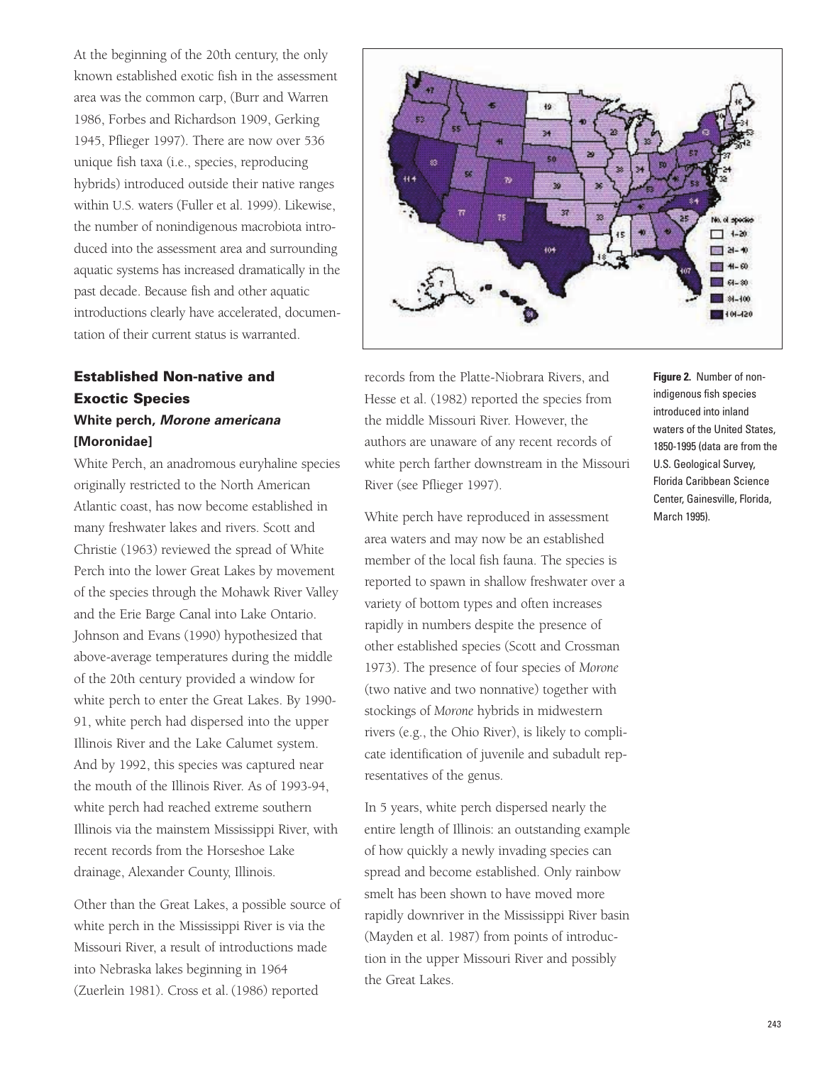At the beginning of the 20th century, the only known established exotic fish in the assessment area was the common carp, (Burr and Warren 1986, Forbes and Richardson 1909, Gerking 1945, Pflieger 1997). There are now over 536 unique fish taxa (i.e., species, reproducing hybrids) introduced outside their native ranges within U.S. waters (Fuller et al. 1999). Likewise, the number of nonindigenous macrobiota introduced into the assessment area and surrounding aquatic systems has increased dramatically in the past decade. Because fish and other aquatic introductions clearly have accelerated, documentation of their current status is warranted.

**Figure 2.** Number of nonindigenous fish species introduced into inland waters of the United States, 1850-1995 (data are from the U.S. Geological Survey, Florida Caribbean Science Center, Gainesville, Florida, March 1995).

## Established Non-native and Exoctic Species

### White perch, *Morone americana* [Moronidae]

White Perch, an anadromous euryhaline species originally restricted to the North American Atlantic coast, has now become established in many freshwater lakes and rivers. Scott and Christie (1963) reviewed the spread of White Perch into the lower Great Lakes by movement of the species through the Mohawk River Valley and the Erie Barge Canal into Lake Ontario. Johnson and Evans (1990) hypothesized that above-average temperatures during the middle of the 20th century provided a window for white perch to enter the Great Lakes. By 1990-91, white perch had dispersed into the upper Illinois River and the Lake Calumet system. And by 1992, this species was captured near the mouth of the Illinois River. As of 1993-94, white perch had reached extreme southern Illinois via the mainstem Mississippi River, with recent records from the Horseshoe Lake drainage, Alexander County, Illinois.

Other than the Great Lakes, a possible source of white perch in the Mississippi River is via the Missouri River, a result of introductions made into Nebraska lakes beginning in 1964 (Zuerlein 1981). Cross et al. (1986) reported records from the Platte-Niobrara Rivers, and Hesse et al. (1982) reported the species from the middle Missouri River. However, the authors are unaware of any recent records of white perch farther downstream in the Missouri River (see Pflieger 1997).

White perch have reproduced in assessment area waters and may now be an established member of the local fish fauna. The species is reported to spawn in shallow freshwater over a variety of bottom types and often increases rapidly in numbers despite the presence of other established species (Scott and Crossman 1973). The presence of four species of *Morone* (two native and two nonnative) together with stockings of *Morone* hybrids in midwestern rivers (e.g., the Ohio River), is likely to complicate identification of juvenile and subadult representatives of the genus.

In 5 years, white perch dispersed nearly the entire length of Illinois: an outstanding example of how quickly a newly invading species can spread and become established. Only rainbow smelt has been shown to have moved more rapidly downriver in the Mississippi River basin (Mayden et al. 1987) from points of introduction in the upper Missouri River and possibly the Great Lakes.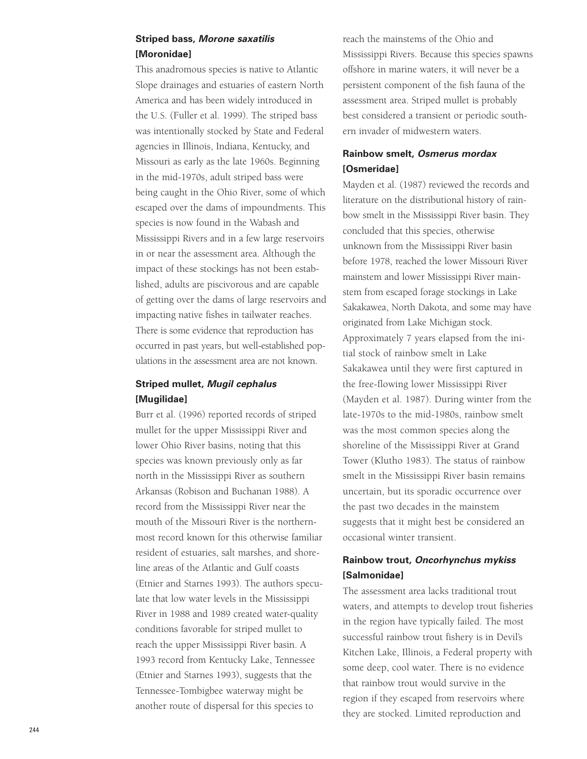### Striped bass, *Morone saxatilis* [Moronidae]

This anadromous species is native to Atlantic Slope drainages and estuaries of eastern North America and has been widely introduced in the U.S. (Fuller et al. 1999). The striped bass was intentionally stocked by State and Federal agencies in Illinois, Indiana, Kentucky, and Missouri as early as the late 1960s. Beginning in the mid-1970s, adult striped bass were being caught in the Ohio River, some of which escaped over the dams of impoundments. This species is now found in the Wabash and Mississippi Rivers and in a few large reservoirs in or near the assessment area. Although the impact of these stockings has not been established, adults are piscivorous and are capable of getting over the dams of large reservoirs and impacting native fishes in tailwater reaches. There is some evidence that reproduction has occurred in past years, but well-established populations in the assessment area are not known.

### Striped mullet, *Mugil cephalus* [Mugilidae]

Burr et al. (1996) reported records of striped mullet for the upper Mississippi River and lower Ohio River basins, noting that this species was known previously only as far north in the Mississippi River as southern Arkansas (Robison and Buchanan 1988). A record from the Mississippi River near the mouth of the Missouri River is the northernmost record known for this otherwise familiar resident of estuaries, salt marshes, and shoreline areas of the Atlantic and Gulf coasts (Etnier and Starnes 1993). The authors speculate that low water levels in the Mississippi River in 1988 and 1989 created water-quality conditions favorable for striped mullet to reach the upper Mississippi River basin. A 1993 record from Kentucky Lake, Tennessee (Etnier and Starnes 1993), suggests that the Tennessee-Tombigbee waterway might be another route of dispersal for this species to reach the mainstems of the Ohio and Mississippi Rivers. Because this species spawns offshore in marine waters, it will never be a persistent component of the fish fauna of the assessment area. Striped mullet is probably best considered a transient or periodic southern invader of midwestern waters.

### Rainbow smelt, *Osmerus mordax* [Osmeridae]

Mayden et al. (1987) reviewed the records and literature on the distributional history of rainbow smelt in the Mississippi River basin. They concluded that this species, otherwise unknown from the Mississippi River basin before 1978, reached the lower Missouri River mainstem and lower Mississippi River mainstem from escaped forage stockings in Lake Sakakawea, North Dakota, and some may have originated from Lake Michigan stock. Approximately 7 years elapsed from the initial stock of rainbow smelt in Lake Sakakawea until they were first captured in the free-flowing lower Mississippi River (Mayden et al. 1987). During winter from the late-1970s to the mid-1980s, rainbow smelt was the most common species along the shoreline of the Mississippi River at Grand Tower (Klutho 1983). The status of rainbow smelt in the Mississippi River basin remains uncertain, but its sporadic occurrence over the past two decades in the mainstem suggests that it might best be considered an occasional winter transient.

### Rainbow trout, *Oncorhynchus mykiss* [Salmonidae]

The assessment area lacks traditional trout waters, and attempts to develop trout fisheries in the region have typically failed. The most successful rainbow trout fishery is in Devil's Kitchen Lake, Illinois, a Federal property with some deep, cool water. There is no evidence that rainbow trout would survive in the region if they escaped from reservoirs where they are stocked. Limited reproduction and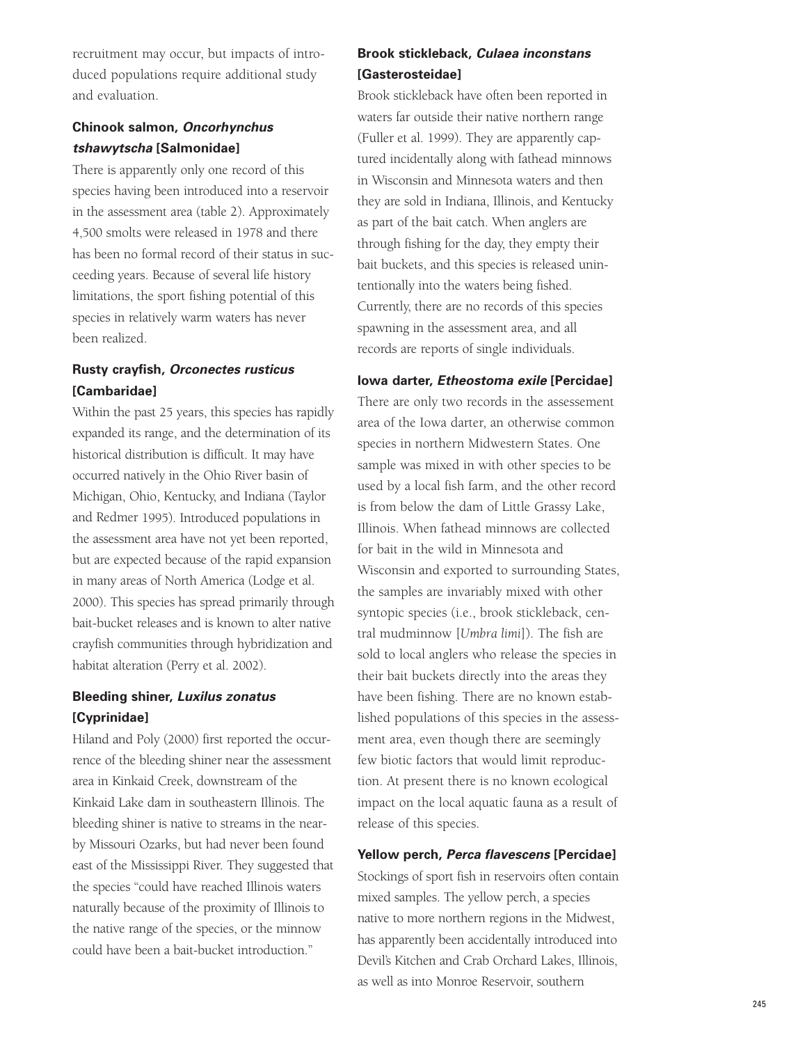recruitment may occur, but impacts of introduced populations require additional study and evaluation.

### Chinook salmon, *Oncorhynchus tshawytscha* [Salmonidae]

There is apparently only one record of this species having been introduced into a reservoir in the assessment area (table 2). Approximately 4,500 smolts were released in 1978 and there has been no formal record of their status in succeeding years. Because of several life history limitations, the sport fishing potential of this species in relatively warm waters has never been realized.

### Rusty crayfish, *Orconectes rusticus* [Cambaridae]

Within the past 25 years, this species has rapidly expanded its range, and the determination of its historical distribution is difficult. It may have occurred natively in the Ohio River basin of Michigan, Ohio, Kentucky, and Indiana (Taylor and Redmer 1995). Introduced populations in the assessment area have not yet been reported, but are expected because of the rapid expansion in many areas of North America (Lodge et al. 2000). This species has spread primarily through bait-bucket releases and is known to alter native crayfish communities through hybridization and habitat alteration (Perry et al. 2002).

### Bleeding shiner, *Luxilus zonatus* [Cyprinidae]

Hiland and Poly (2000) first reported the occurrence of the bleeding shiner near the assessment area in Kinkaid Creek, downstream of the Kinkaid Lake dam in southeastern Illinois. The bleeding shiner is native to streams in the nearby Missouri Ozarks, but had never been found east of the Mississippi River. They suggested that the species "could have reached Illinois waters naturally because of the proximity of Illinois to the native range of the species, or the minnow could have been a bait-bucket introduction."

### Brook stickleback, *Culaea inconstans* [Gasterosteidae]

Brook stickleback have often been reported in waters far outside their native northern range (Fuller et al. 1999). They are apparently captured incidentally along with fathead minnows in Wisconsin and Minnesota waters and then they are sold in Indiana, Illinois, and Kentucky as part of the bait catch. When anglers are through fishing for the day, they empty their bait buckets, and this species is released unintentionally into the waters being fished. Currently, there are no records of this species spawning in the assessment area, and all records are reports of single individuals.

### Iowa darter, *Etheostoma exile* [Percidae]

There are only two records in the assessement area of the Iowa darter, an otherwise common species in northern Midwestern States. One sample was mixed in with other species to be used by a local fish farm, and the other record is from below the dam of Little Grassy Lake, Illinois. When fathead minnows are collected for bait in the wild in Minnesota and Wisconsin and exported to surrounding States, the samples are invariably mixed with other syntopic species (i.e., brook stickleback, central mudminnow [*Umbra limi*]). The fish are sold to local anglers who release the species in their bait buckets directly into the areas they have been fishing. There are no known established populations of this species in the assessment area, even though there are seemingly few biotic factors that would limit reproduction. At present there is no known ecological impact on the local aquatic fauna as a result of release of this species.

### Yellow perch, *Perca flavescens* [Percidae]

Stockings of sport fish in reservoirs often contain mixed samples. The yellow perch, a species native to more northern regions in the Midwest, has apparently been accidentally introduced into Devil's Kitchen and Crab Orchard Lakes, Illinois, as well as into Monroe Reservoir, southern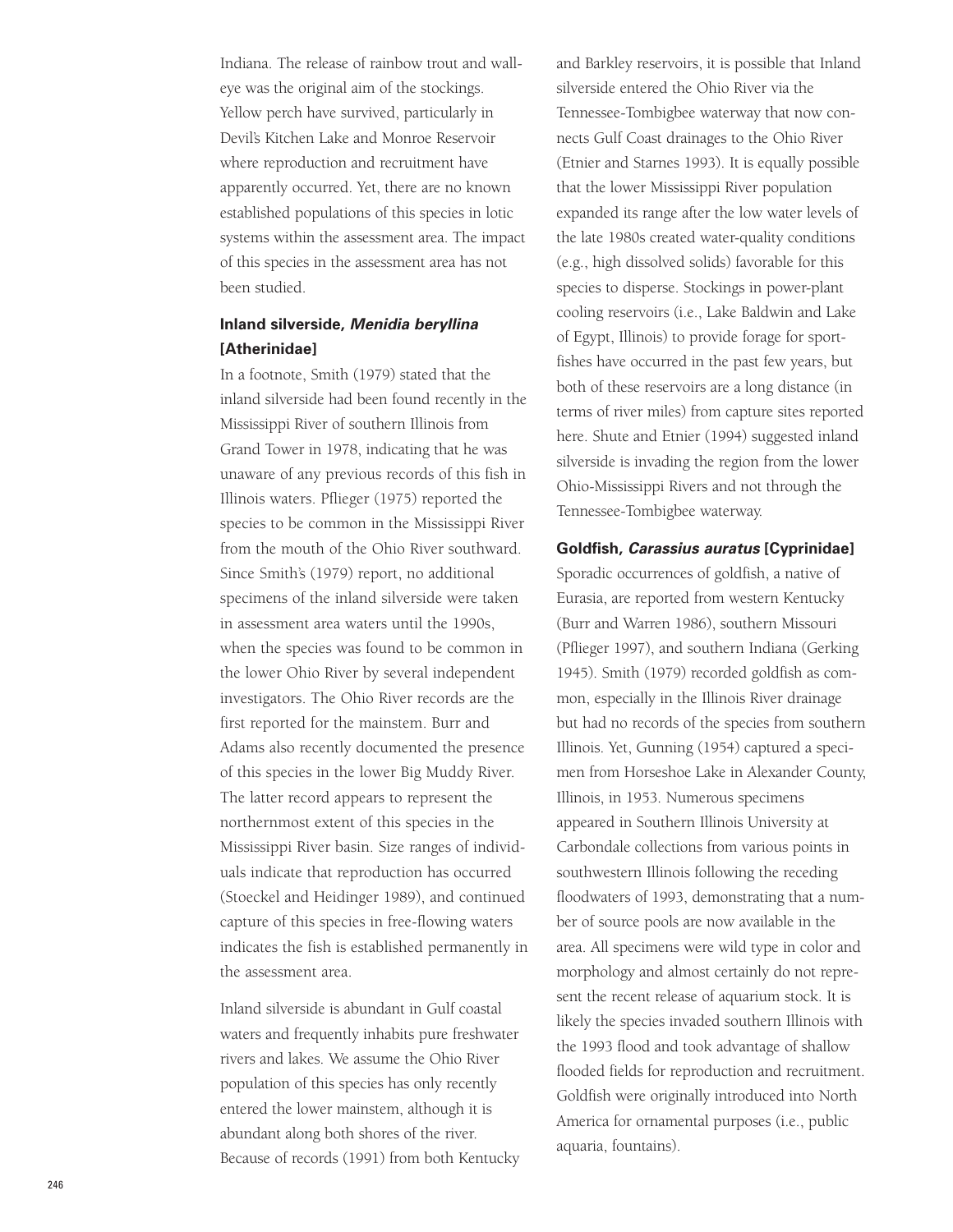Indiana. The release of rainbow trout and walleye was the original aim of the stockings. Yellow perch have survived, particularly in Devil's Kitchen Lake and Monroe Reservoir where reproduction and recruitment have apparently occurred. Yet, there are no known established populations of this species in lotic systems within the assessment area. The impact of this species in the assessment area has not been studied.

### Inland silverside, *Menidia beryllina* [Atherinidae]

In a footnote, Smith (1979) stated that the inland silverside had been found recently in the Mississippi River of southern Illinois from Grand Tower in 1978, indicating that he was unaware of any previous records of this fish in Illinois waters. Pflieger (1975) reported the species to be common in the Mississippi River from the mouth of the Ohio River southward. Since Smith's (1979) report, no additional specimens of the inland silverside were taken in assessment area waters until the 1990s, when the species was found to be common in the lower Ohio River by several independent investigators. The Ohio River records are the first reported for the mainstem. Burr and Adams also recently documented the presence of this species in the lower Big Muddy River. The latter record appears to represent the northernmost extent of this species in the Mississippi River basin. Size ranges of individuals indicate that reproduction has occurred (Stoeckel and Heidinger 1989), and continued capture of this species in free-flowing waters indicates the fish is established permanently in the assessment area.

Inland silverside is abundant in Gulf coastal waters and frequently inhabits pure freshwater rivers and lakes. We assume the Ohio River population of this species has only recently entered the lower mainstem, although it is abundant along both shores of the river. Because of records (1991) from both Kentucky and Barkley reservoirs, it is possible that Inland silverside entered the Ohio River via the Tennessee-Tombigbee waterway that now connects Gulf Coast drainages to the Ohio River (Etnier and Starnes 1993). It is equally possible that the lower Mississippi River population expanded its range after the low water levels of the late 1980s created water-quality conditions (e.g., high dissolved solids) favorable for this species to disperse. Stockings in power-plant cooling reservoirs (i.e., Lake Baldwin and Lake of Egypt, Illinois) to provide forage for sportfishes have occurred in the past few years, but both of these reservoirs are a long distance (in terms of river miles) from capture sites reported here. Shute and Etnier (1994) suggested inland silverside is invading the region from the lower Ohio-Mississippi Rivers and not through the Tennessee-Tombigbee waterway.

### Goldfish, *Carassius auratus* [Cyprinidae]

Sporadic occurrences of goldfish, a native of Eurasia, are reported from western Kentucky (Burr and Warren 1986), southern Missouri (Pflieger 1997), and southern Indiana (Gerking 1945). Smith (1979) recorded goldfish as common, especially in the Illinois River drainage but had no records of the species from southern Illinois. Yet, Gunning (1954) captured a specimen from Horseshoe Lake in Alexander County, Illinois, in 1953. Numerous specimens appeared in Southern Illinois University at Carbondale collections from various points in southwestern Illinois following the receding floodwaters of 1993, demonstrating that a number of source pools are now available in the area. All specimens were wild type in color and morphology and almost certainly do not represent the recent release of aquarium stock. It is likely the species invaded southern Illinois with the 1993 flood and took advantage of shallow flooded fields for reproduction and recruitment. Goldfish were originally introduced into North America for ornamental purposes (i.e., public aquaria, fountains).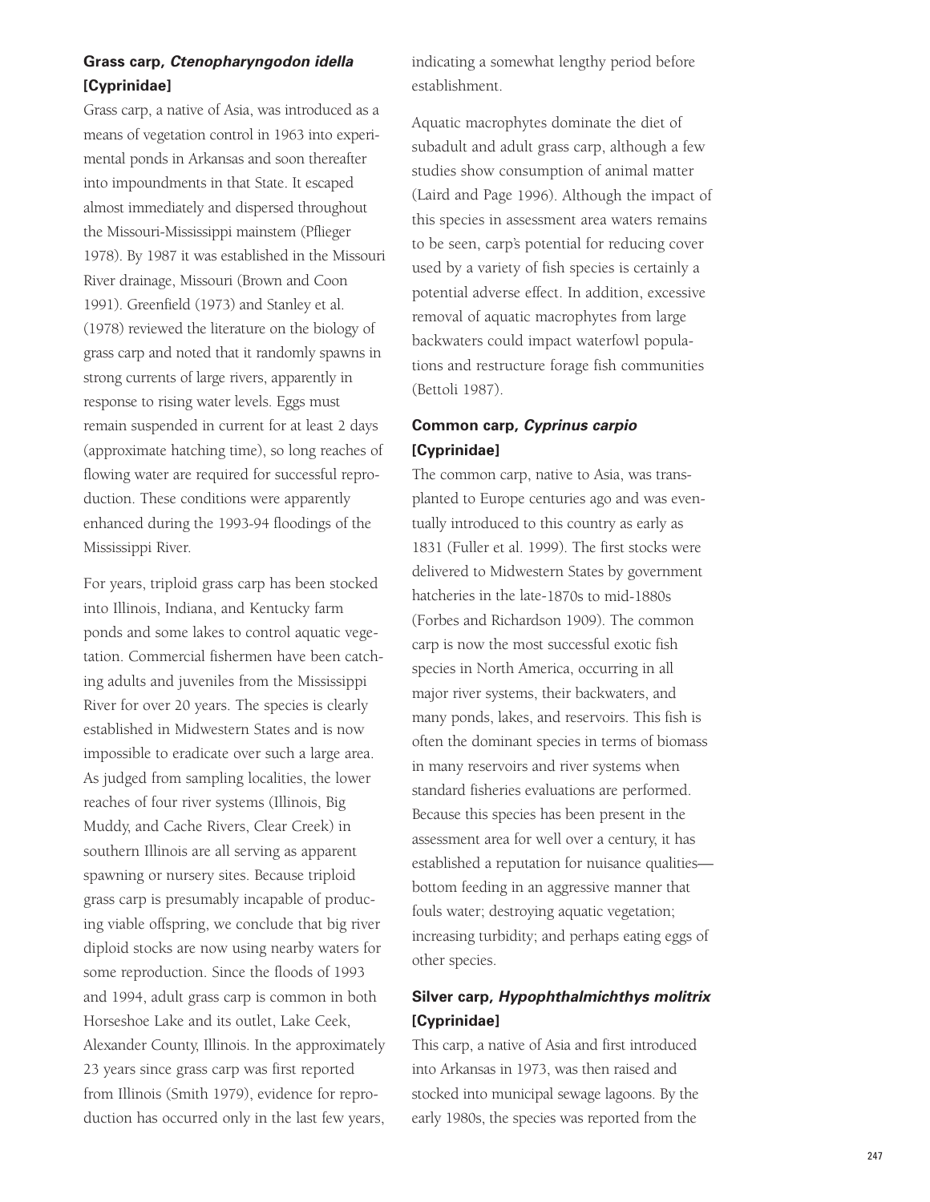### Grass carp, *Ctenopharyngodon idella* [Cyprinidae]

Grass carp, a native of Asia, was introduced as a means of vegetation control in 1963 into experimental ponds in Arkansas and soon thereafter into impoundments in that State. It escaped almost immediately and dispersed throughout the Missouri-Mississippi mainstem (Pflieger 1978). By 1987 it was established in the Missouri River drainage, Missouri (Brown and Coon 1991). Greenfield (1973) and Stanley et al. (1978) reviewed the literature on the biology of grass carp and noted that it randomly spawns in strong currents of large rivers, apparently in response to rising water levels. Eggs must remain suspended in current for at least 2 days (approximate hatching time), so long reaches of flowing water are required for successful reproduction. These conditions were apparently enhanced during the 1993-94 floodings of the Mississippi River.

For years, triploid grass carp has been stocked into Illinois, Indiana, and Kentucky farm ponds and some lakes to control aquatic vegetation. Commercial fishermen have been catching adults and juveniles from the Mississippi River for over 20 years. The species is clearly established in Midwestern States and is now impossible to eradicate over such a large area. As judged from sampling localities, the lower reaches of four river systems (Illinois, Big Muddy, and Cache Rivers, Clear Creek) in southern Illinois are all serving as apparent spawning or nursery sites. Because triploid grass carp is presumably incapable of producing viable offspring, we conclude that big river diploid stocks are now using nearby waters for some reproduction. Since the floods of 1993 and 1994, adult grass carp is common in both Horseshoe Lake and its outlet, Lake Ceek, Alexander County, Illinois. In the approximately 23 years since grass carp was first reported from Illinois (Smith 1979), evidence for reproduction has occurred only in the last few years, indicating a somewhat lengthy period before establishment.

Aquatic macrophytes dominate the diet of subadult and adult grass carp, although a few studies show consumption of animal matter (Laird and Page 1996). Although the impact of this species in assessment area waters remains to be seen, carp's potential for reducing cover used by a variety of fish species is certainly a potential adverse effect. In addition, excessive removal of aquatic macrophytes from large backwaters could impact waterfowl populations and restructure forage fish communities (Bettoli 1987).

### Common carp, *Cyprinus carpio* [Cyprinidae]

The common carp, native to Asia, was transplanted to Europe centuries ago and was eventually introduced to this country as early as 1831 (Fuller et al. 1999). The first stocks were delivered to Midwestern States by government hatcheries in the late-1870s to mid-1880s (Forbes and Richardson 1909). The common carp is now the most successful exotic fish species in North America, occurring in all major river systems, their backwaters, and many ponds, lakes, and reservoirs. This fish is often the dominant species in terms of biomass in many reservoirs and river systems when standard fisheries evaluations are performed. Because this species has been present in the assessment area for well over a century, it has established a reputation for nuisance qualities—bottom feeding in an aggressive manner that fouls water; destroying aquatic vegetation; increasing turbidity; and perhaps eating eggs of other species.

### Silver carp, *Hypophthalmichthys molitrix* [Cyprinidae]

This carp, a native of Asia and first introduced into Arkansas in 1973, was then raised and stocked into municipal sewage lagoons. By the early 1980s, the species was reported from the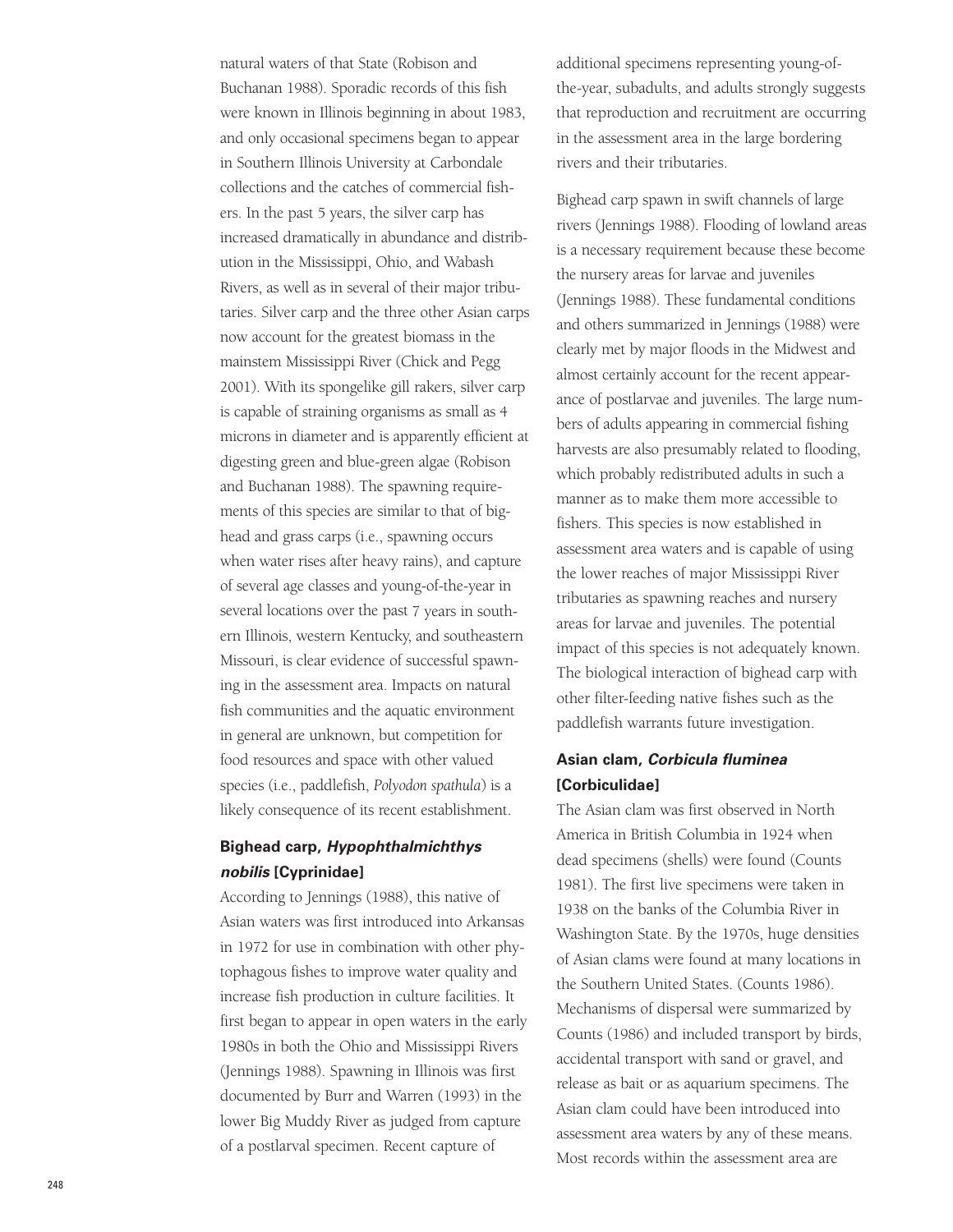natural waters of that State (Robison and Buchanan 1988). Sporadic records of this fish were known in Illinois beginning in about 1983, and only occasional specimens began to appear in Southern Illinois University at Carbondale collections and the catches of commercial fishers. In the past 5 years, the silver carp has increased dramatically in abundance and distribution in the Mississippi, Ohio, and Wabash Rivers, as well as in several of their major tributaries. Silver carp and the three other Asian carps now account for the greatest biomass in the mainstem Mississippi River (Chick and Pegg 2001). With its spongelike gill rakers, silver carp is capable of straining organisms as small as 4 microns in diameter and is apparently efficient at digesting green and blue-green algae (Robison and Buchanan 1988). The spawning requirements of this species are similar to that of bighead and grass carps (i.e., spawning occurs when water rises after heavy rains), and capture of several age classes and young-of-the-year in several locations over the past 7 years in southern Illinois, western Kentucky, and southeastern Missouri, is clear evidence of successful spawning in the assessment area. Impacts on natural fish communities and the aquatic environment in general are unknown, but competition for food resources and space with other valued species (i.e., paddlefish, *Polyodon spathula*) is a likely consequence of its recent establishment.

### Bighead carp, *Hypophthalmichthys nobilis* [Cyprinidae]

According to Jennings (1988), this native of Asian waters was first introduced into Arkansas in 1972 for use in combination with other phytophagous fishes to improve water quality and increase fish production in culture facilities. It first began to appear in open waters in the early 1980s in both the Ohio and Mississippi Rivers (Jennings 1988). Spawning in Illinois was first documented by Burr and Warren (1993) in the lower Big Muddy River as judged from capture of a postlarval specimen. Recent capture of additional specimens representing young-of-the-year, subadults, and adults strongly suggests that reproduction and recruitment are occurring in the assessment area in the large bordering rivers and their tributaries.

Bighead carp spawn in swift channels of large rivers (Jennings 1988). Flooding of lowland areas is a necessary requirement because these become the nursery areas for larvae and juveniles (Jennings 1988). These fundamental conditions and others summarized in Jennings (1988) were clearly met by major floods in the Midwest and almost certainly account for the recent appearance of postlarvae and juveniles. The large numbers of adults appearing in commercial fishing harvests are also presumably related to flooding, which probably redistributed adults in such a manner as to make them more accessible to fishers. This species is now established in assessment area waters and is capable of using the lower reaches of major Mississippi River tributaries as spawning reaches and nursery areas for larvae and juveniles. The potential impact of this species is not adequately known. The biological interaction of bighead carp with other filter-feeding native fishes such as the paddlefish warrants future investigation.

### Asian clam, *Corbicula fluminea* [Corbiculidae]

The Asian clam was first observed in North America in British Columbia in 1924 when dead specimens (shells) were found (Counts 1981). The first live specimens were taken in 1938 on the banks of the Columbia River in Washington State. By the 1970s, huge densities of Asian clams were found at many locations in the Southern United States. (Counts 1986). Mechanisms of dispersal were summarized by Counts (1986) and included transport by birds, accidental transport with sand or gravel, and release as bait or as aquarium specimens. The Asian clam could have been introduced into assessment area waters by any of these means. Most records within the assessment area are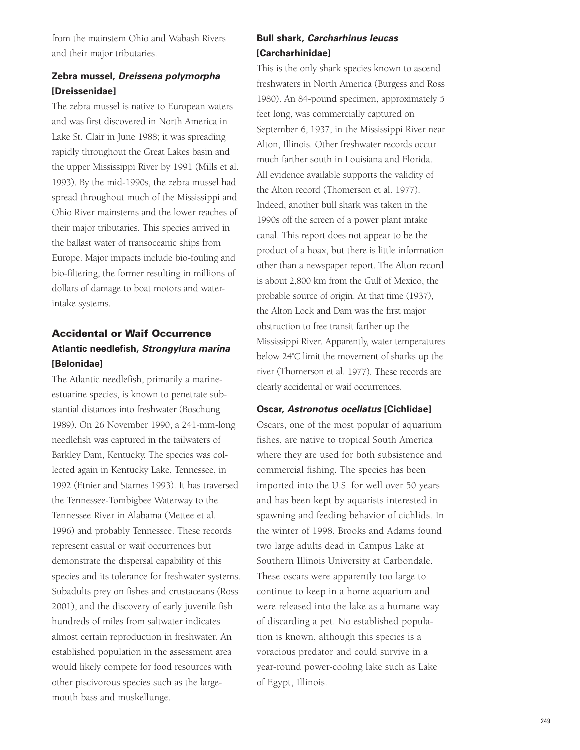from the mainstem Ohio and Wabash Rivers and their major tributaries.

### Zebra mussel, *Dreissena polymorpha* [Dreissenidae]

The zebra mussel is native to European waters and was first discovered in North America in Lake St. Clair in June 1988; it was spreading rapidly throughout the Great Lakes basin and the upper Mississippi River by 1991 (Mills et al. 1993). By the mid-1990s, the zebra mussel had spread throughout much of the Mississippi and Ohio River mainstems and the lower reaches of their major tributaries. This species arrived in the ballast water of transoceanic ships from Europe. Major impacts include bio-fouling and bio-filtering, the former resulting in millions of dollars of damage to boat motors and water-intake systems.

## Accidental or Waif Occurrence

### Atlantic needlefish, *Strongylura marina* [Belonidae]

The Atlantic needlefish, primarily a marine-estuarine species, is known to penetrate substantial distances into freshwater (Boschung 1989). On 26 November 1990, a 241-mm-long needlefish was captured in the tailwaters of Barkley Dam, Kentucky. The species was collected again in Kentucky Lake, Tennessee, in 1992 (Etnier and Starnes 1993). It has traversed the Tennessee-Tombigbee Waterway to the Tennessee River in Alabama (Mettee et al. 1996) and probably Tennessee. These records represent casual or waif occurrences but demonstrate the dispersal capability of this species and its tolerance for freshwater systems. Subadults prey on fishes and crustaceans (Ross 2001), and the discovery of early juvenile fish hundreds of miles from saltwater indicates almost certain reproduction in freshwater. An established population in the assessment area would likely compete for food resources with other piscivorous species such as the largemouth bass and muskellunge.

### Bull shark, *Carcharhinus leucas* [Carcharhinidae]

This is the only shark species known to ascend freshwaters in North America (Burgess and Ross 1980). An 84-pound specimen, approximately 5 feet long, was commercially captured on September 6, 1937, in the Mississippi River near Alton, Illinois. Other freshwater records occur much farther south in Louisiana and Florida. All evidence available supports the validity of the Alton record (Thomerson et al. 1977). Indeed, another bull shark was taken in the 1990s off the screen of a power plant intake canal. This report does not appear to be the product of a hoax, but there is little information other than a newspaper report. The Alton record is about 2,800 km from the Gulf of Mexico, the probable source of origin. At that time (1937), the Alton Lock and Dam was the first major obstruction to free transit farther up the Mississippi River. Apparently, water temperatures below 24°C limit the movement of sharks up the river (Thomerson et al. 1977). These records are clearly accidental or waif occurrences.

### Oscar, *Astronotus ocellatus* [Cichlidae]

Oscars, one of the most popular of aquarium fishes, are native to tropical South America where they are used for both subsistence and commercial fishing. The species has been imported into the U.S. for well over 50 years and has been kept by aquarists interested in spawning and feeding behavior of cichlids. In the winter of 1998, Brooks and Adams found two large adults dead in Campus Lake at Southern Illinois University at Carbondale. These oscars were apparently too large to continue to keep in a home aquarium and were released into the lake as a humane way of discarding a pet. No established population is known, although this species is a voracious predator and could survive in a year-round power-cooling lake such as Lake of Egypt, Illinois.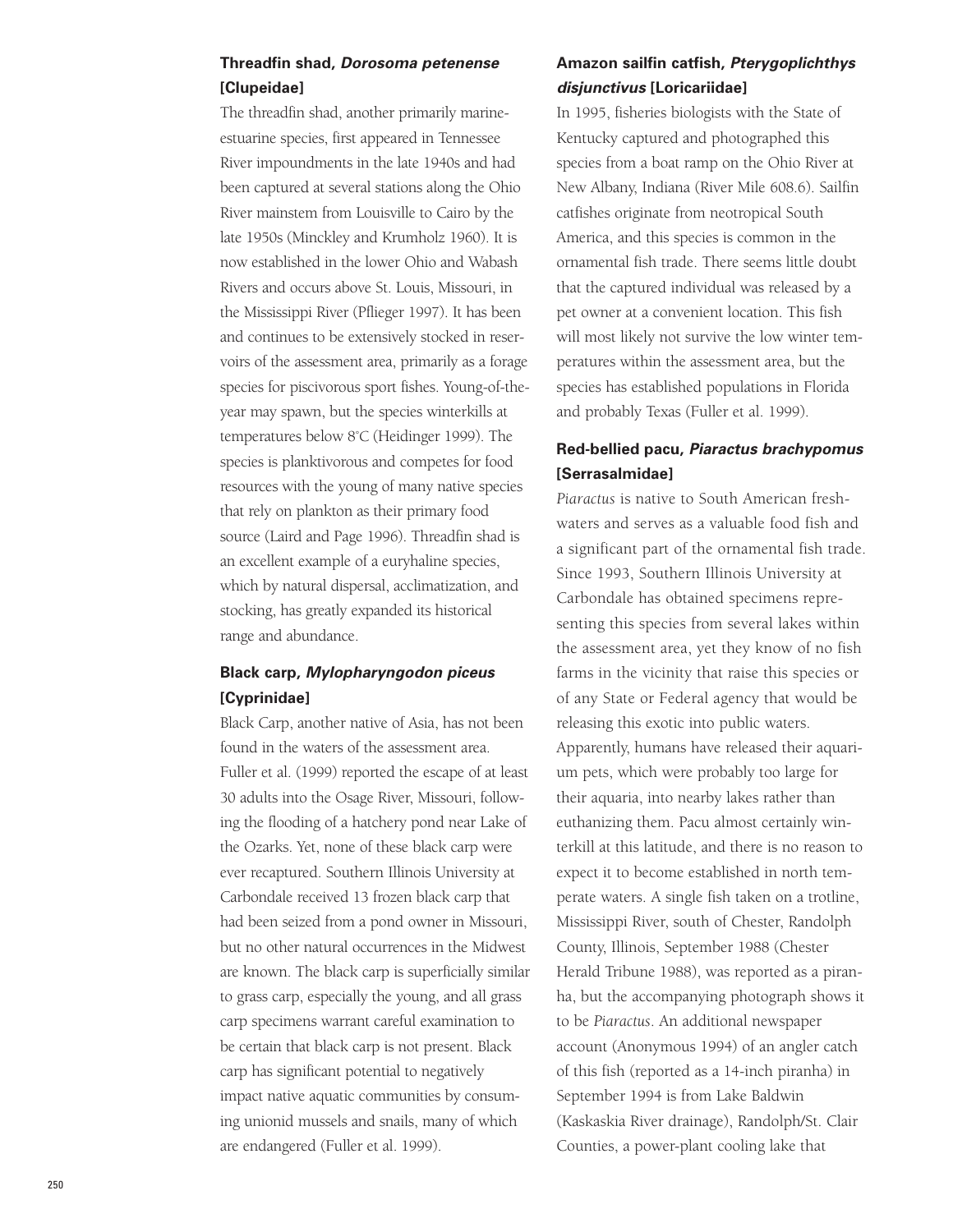### Threadfin shad, *Dorosoma petenense* [Clupeidae]

The threadfin shad, another primarily marine-estuarine species, first appeared in Tennessee River impoundments in the late 1940s and had been captured at several stations along the Ohio River mainstem from Louisville to Cairo by the late 1950s (Minckley and Krumholz 1960). It is now established in the lower Ohio and Wabash Rivers and occurs above St. Louis, Missouri, in the Mississippi River (Pflieger 1997). It has been and continues to be extensively stocked in reservoirs of the assessment area, primarily as a forage species for piscivorous sport fishes. Young-of-the-year may spawn, but the species winterkills at temperatures below 8°C (Heidinger 1999). The species is planktivorous and competes for food resources with the young of many native species that rely on plankton as their primary food source (Laird and Page 1996). Threadfin shad is an excellent example of a euryhaline species, which by natural dispersal, acclimatization, and stocking, has greatly expanded its historical range and abundance.

### Black carp, *Mylopharyngodon piceus* [Cyprinidae]

Black Carp, another native of Asia, has not been found in the waters of the assessment area. Fuller et al. (1999) reported the escape of at least 30 adults into the Osage River, Missouri, following the flooding of a hatchery pond near Lake of the Ozarks. Yet, none of these black carp were ever recaptured. Southern Illinois University at Carbondale received 13 frozen black carp that had been seized from a pond owner in Missouri, but no other natural occurrences in the Midwest are known. The black carp is superficially similar to grass carp, especially the young, and all grass carp specimens warrant careful examination to be certain that black carp is not present. Black carp has significant potential to negatively impact native aquatic communities by consuming unionid mussels and snails, many of which are endangered (Fuller et al. 1999).

### Amazon sailfin catfish, *Pterygoplichthys disjunctivus* [Loricariidae]

In 1995, fisheries biologists with the State of Kentucky captured and photographed this species from a boat ramp on the Ohio River at New Albany, Indiana (River Mile 608.6). Sailfin catfishes originate from neotropical South America, and this species is common in the ornamental fish trade. There seems little doubt that the captured individual was released by a pet owner at a convenient location. This fish will most likely not survive the low winter temperatures within the assessment area, but the species has established populations in Florida and probably Texas (Fuller et al. 1999).

### Red-bellied pacu, *Piaractus brachypomus* [Serrasalmidae]

*Piaractus* is native to South American freshwaters and serves as a valuable food fish and a significant part of the ornamental fish trade. Since 1993, Southern Illinois University at Carbondale has obtained specimens representing this species from several lakes within the assessment area, yet they know of no fish farms in the vicinity that raise this species or of any State or Federal agency that would be releasing this exotic into public waters. Apparently, humans have released their aquarium pets, which were probably too large for their aquaria, into nearby lakes rather than euthanizing them. Pacu almost certainly winterkill at this latitude, and there is no reason to expect it to become established in north temperate waters. A single fish taken on a trotline, Mississippi River, south of Chester, Randolph County, Illinois, September 1988 (Chester Herald Tribune 1988), was reported as a piranha, but the accompanying photograph shows it to be *Piaractus*. An additional newspaper account (Anonymous 1994) of an angler catch of this fish (reported as a 14-inch piranha) in September 1994 is from Lake Baldwin (Kaskaskia River drainage), Randolph/St. Clair Counties, a power-plant cooling lake that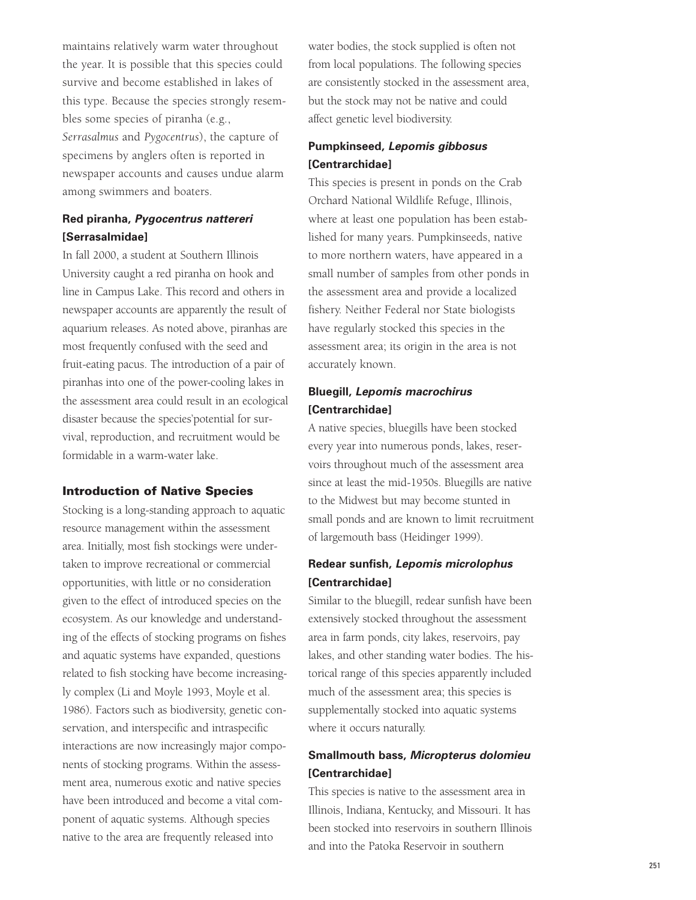maintains relatively warm water throughout the year. It is possible that this species could survive and become established in lakes of this type. Because the species strongly resembles some species of piranha (e.g., *Serrasalmus* and *Pygocentrus*), the capture of specimens by anglers often is reported in newspaper accounts and causes undue alarm among swimmers and boaters.

### Red piranha, *Pygocentrus nattereri* [Serrasalmidae]

In fall 2000, a student at Southern Illinois University caught a red piranha on hook and line in Campus Lake. This record and others in newspaper accounts are apparently the result of aquarium releases. As noted above, piranhas are most frequently confused with the seed and fruit-eating pacus. The introduction of a pair of piranhas into one of the power-cooling lakes in the assessment area could result in an ecological disaster because the species'potential for survival, reproduction, and recruitment would be formidable in a warm-water lake.

## Introduction of Native Species

Stocking is a long-standing approach to aquatic resource management within the assessment area. Initially, most fish stockings were undertaken to improve recreational or commercial opportunities, with little or no consideration given to the effect of introduced species on the ecosystem. As our knowledge and understanding of the effects of stocking programs on fishes and aquatic systems have expanded, questions related to fish stocking have become increasingly complex (Li and Moyle 1993, Moyle et al. 1986). Factors such as biodiversity, genetic conservation, and interspecific and intraspecific interactions are now increasingly major components of stocking programs. Within the assessment area, numerous exotic and native species have been introduced and become a vital component of aquatic systems. Although species native to the area are frequently released into water bodies, the stock supplied is often not from local populations. The following species are consistently stocked in the assessment area, but the stock may not be native and could affect genetic level biodiversity.

### Pumpkinseed, *Lepomis gibbosus* [Centrarchidae]

This species is present in ponds on the Crab Orchard National Wildlife Refuge, Illinois, where at least one population has been established for many years. Pumpkinseeds, native to more northern waters, have appeared in a small number of samples from other ponds in the assessment area and provide a localized fishery. Neither Federal nor State biologists have regularly stocked this species in the assessment area; its origin in the area is not accurately known.

### Bluegill, *Lepomis macrochirus* [Centrarchidae]

A native species, bluegills have been stocked every year into numerous ponds, lakes, reservoirs throughout much of the assessment area since at least the mid-1950s. Bluegills are native to the Midwest but may become stunted in small ponds and are known to limit recruitment of largemouth bass (Heidinger 1999).

### Redear sunfish, *Lepomis microlophus* [Centrarchidae]

Similar to the bluegill, redear sunfish have been extensively stocked throughout the assessment area in farm ponds, city lakes, reservoirs, pay lakes, and other standing water bodies. The historical range of this species apparently included much of the assessment area; this species is supplementally stocked into aquatic systems where it occurs naturally.

### Smallmouth bass, *Micropterus dolomieu* [Centrarchidae]

This species is native to the assessment area in Illinois, Indiana, Kentucky, and Missouri. It has been stocked into reservoirs in southern Illinois and into the Patoka Reservoir in southern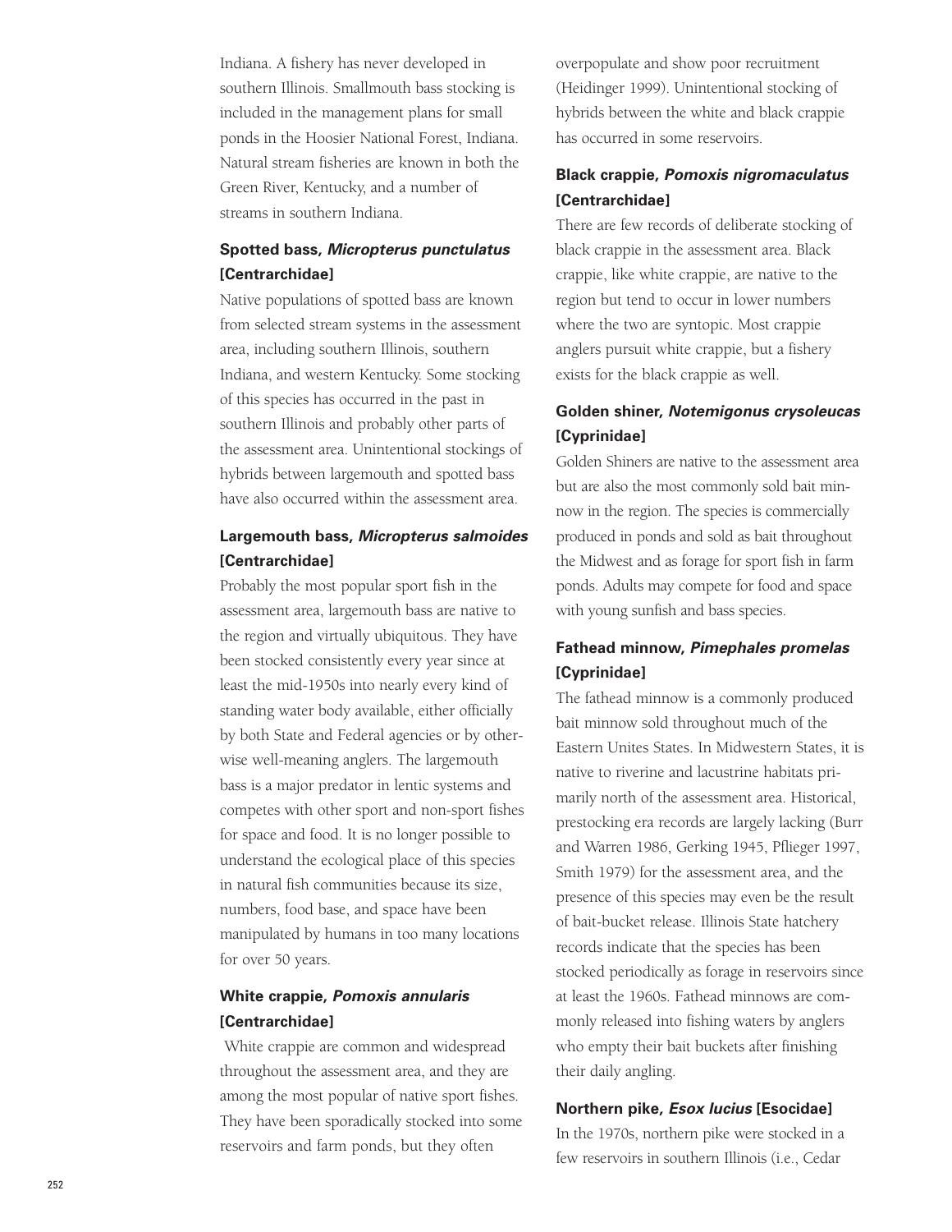Indiana. A fishery has never developed in southern Illinois. Smallmouth bass stocking is included in the management plans for small ponds in the Hoosier National Forest, Indiana. Natural stream fisheries are known in both the Green River, Kentucky, and a number of streams in southern Indiana.

### Spotted bass, *Micropterus punctulatus* [Centrarchidae]

Native populations of spotted bass are known from selected stream systems in the assessment area, including southern Illinois, southern Indiana, and western Kentucky. Some stocking of this species has occurred in the past in southern Illinois and probably other parts of the assessment area. Unintentional stockings of hybrids between largemouth and spotted bass have also occurred within the assessment area.

### Largemouth bass, *Micropterus salmoides* [Centrarchidae]

Probably the most popular sport fish in the assessment area, largemouth bass are native to the region and virtually ubiquitous. They have been stocked consistently every year since at least the mid-1950s into nearly every kind of standing water body available, either officially by both State and Federal agencies or by otherwise well-meaning anglers. The largemouth bass is a major predator in lentic systems and competes with other sport and non-sport fishes for space and food. It is no longer possible to understand the ecological place of this species in natural fish communities because its size, numbers, food base, and space have been manipulated by humans in too many locations for over 50 years.

### White crappie, *Pomoxis annularis* [Centrarchidae]

White crappie are common and widespread throughout the assessment area, and they are among the most popular of native sport fishes. They have been sporadically stocked into some reservoirs and farm ponds, but they often overpopulate and show poor recruitment (Heidinger 1999). Unintentional stocking of hybrids between the white and black crappie has occurred in some reservoirs.

### Black crappie, *Pomoxis nigromaculatus* [Centrarchidae]

There are few records of deliberate stocking of black crappie in the assessment area. Black crappie, like white crappie, are native to the region but tend to occur in lower numbers where the two are syntopic. Most crappie anglers pursuit white crappie, but a fishery exists for the black crappie as well.

### Golden shiner, *Notemigonus crysoleucas* [Cyprinidae]

Golden Shiners are native to the assessment area but are also the most commonly sold bait minnow in the region. The species is commercially produced in ponds and sold as bait throughout the Midwest and as forage for sport fish in farm ponds. Adults may compete for food and space with young sunfish and bass species.

### Fathead minnow, *Pimephales promelas* [Cyprinidae]

The fathead minnow is a commonly produced bait minnow sold throughout much of the Eastern Unites States. In Midwestern States, it is native to riverine and lacustrine habitats primarily north of the assessment area. Historical, prestocking era records are largely lacking (Burr and Warren 1986, Gerking 1945, Pflieger 1997, Smith 1979) for the assessment area, and the presence of this species may even be the result of bait-bucket release. Illinois State hatchery records indicate that the species has been stocked periodically as forage in reservoirs since at least the 1960s. Fathead minnows are commonly released into fishing waters by anglers who empty their bait buckets after finishing their daily angling.

### Northern pike, *Esox lucius* [Esocidae]

In the 1970s, northern pike were stocked in a few reservoirs in southern Illinois (i.e., Cedar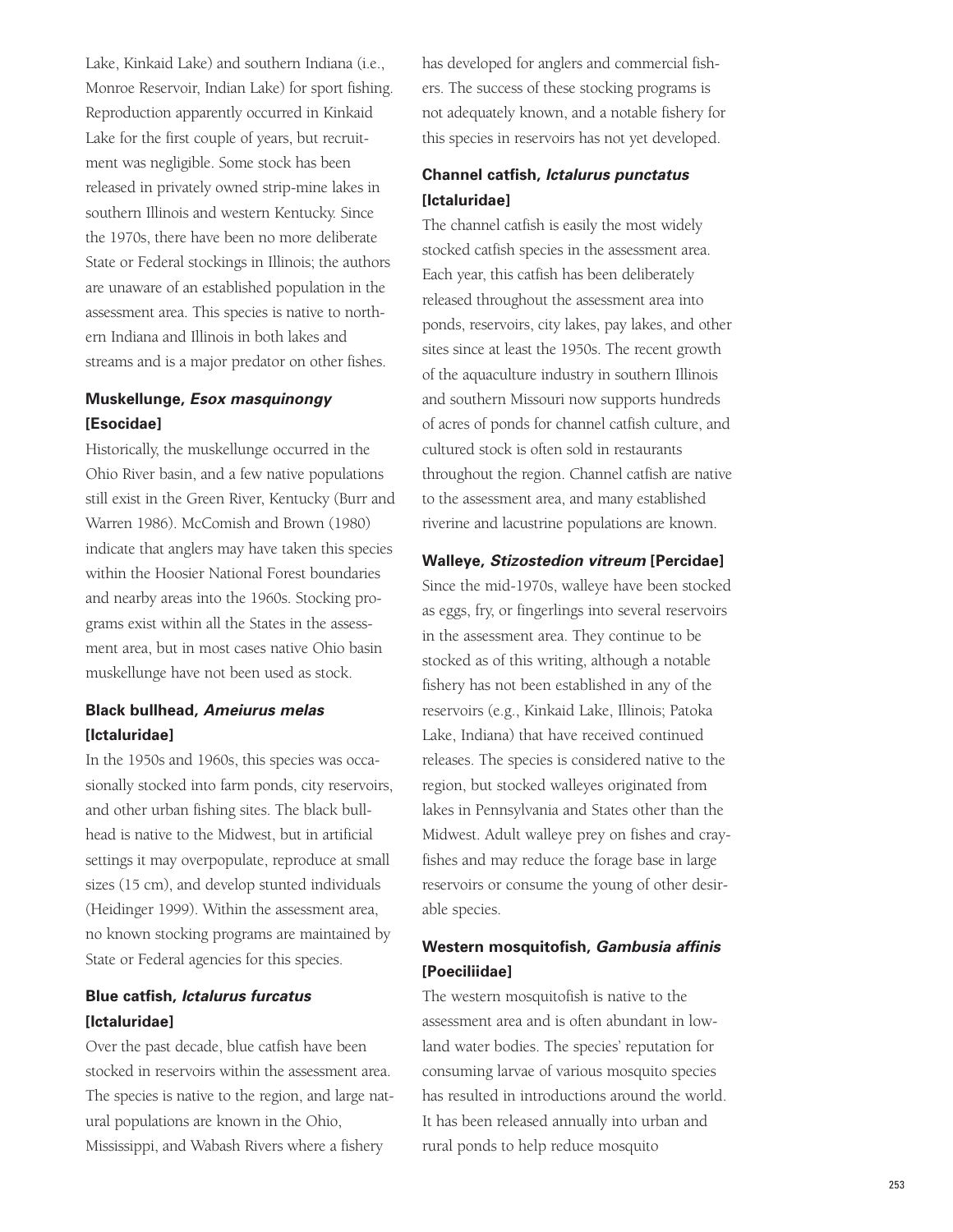Lake, Kinkaid Lake) and southern Indiana (i.e., Monroe Reservoir, Indian Lake) for sport fishing. Reproduction apparently occurred in Kinkaid Lake for the first couple of years, but recruitment was negligible. Some stock has been released in privately owned strip-mine lakes in southern Illinois and western Kentucky. Since the 1970s, there have been no more deliberate State or Federal stockings in Illinois; the authors are unaware of an established population in the assessment area. This species is native to northern Indiana and Illinois in both lakes and streams and is a major predator on other fishes.

### Muskellunge, *Esox masquinongy* [Esocidae]

Historically, the muskellunge occurred in the Ohio River basin, and a few native populations still exist in the Green River, Kentucky (Burr and Warren 1986). McComish and Brown (1980) indicate that anglers may have taken this species within the Hoosier National Forest boundaries and nearby areas into the 1960s. Stocking programs exist within all the States in the assessment area, but in most cases native Ohio basin muskellunge have not been used as stock.

### Black bullhead, *Ameiurus melas* [Ictaluridae]

In the 1950s and 1960s, this species was occasionally stocked into farm ponds, city reservoirs, and other urban fishing sites. The black bullhead is native to the Midwest, but in artificial settings it may overpopulate, reproduce at small sizes (15 cm), and develop stunted individuals (Heidinger 1999). Within the assessment area, no known stocking programs are maintained by State or Federal agencies for this species.

### Blue catfish, *Ictalurus furcatus* [Ictaluridae]

Over the past decade, blue catfish have been stocked in reservoirs within the assessment area. The species is native to the region, and large natural populations are known in the Ohio, Mississippi, and Wabash Rivers where a fishery has developed for anglers and commercial fishers. The success of these stocking programs is not adequately known, and a notable fishery for this species in reservoirs has not yet developed.

### Channel catfish, *Ictalurus punctatus* [Ictaluridae]

The channel catfish is easily the most widely stocked catfish species in the assessment area. Each year, this catfish has been deliberately released throughout the assessment area into ponds, reservoirs, city lakes, pay lakes, and other sites since at least the 1950s. The recent growth of the aquaculture industry in southern Illinois and southern Missouri now supports hundreds of acres of ponds for channel catfish culture, and cultured stock is often sold in restaurants throughout the region. Channel catfish are native to the assessment area, and many established riverine and lacustrine populations are known.

### Walleye, *Stizostedion vitreum* [Percidae]

Since the mid-1970s, walleye have been stocked as eggs, fry, or fingerlings into several reservoirs in the assessment area. They continue to be stocked as of this writing, although a notable fishery has not been established in any of the reservoirs (e.g., Kinkaid Lake, Illinois; Patoka Lake, Indiana) that have received continued releases. The species is considered native to the region, but stocked walleyes originated from lakes in Pennsylvania and States other than the Midwest. Adult walleye prey on fishes and crayfishes and may reduce the forage base in large reservoirs or consume the young of other desirable species.

### Western mosquitofish, *Gambusia affinis* [Poeciliidae]

The western mosquitofish is native to the assessment area and is often abundant in lowland water bodies. The species' reputation for consuming larvae of various mosquito species has resulted in introductions around the world. It has been released annually into urban and rural ponds to help reduce mosquito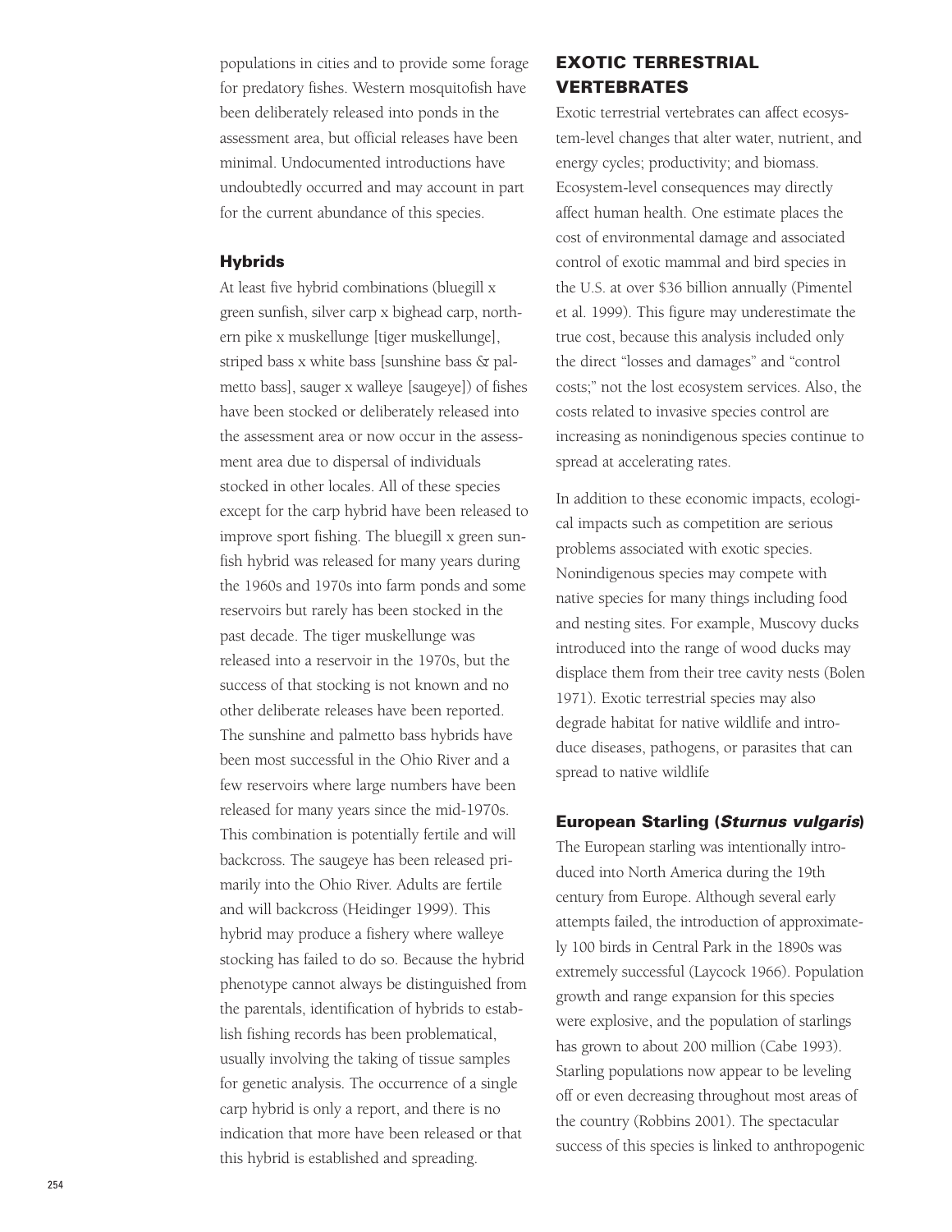populations in cities and to provide some forage for predatory fishes. Western mosquitofish have been deliberately released into ponds in the assessment area, but official releases have been minimal. Undocumented introductions have undoubtedly occurred and may account in part for the current abundance of this species.

### Hybrids

At least five hybrid combinations (bluegill x green sunfish, silver carp x bighead carp, northern pike x muskellunge [tiger muskellunge], striped bass x white bass [sunshine bass & palmetto bass], sauger x walleye [saugeye]) of fishes have been stocked or deliberately released into the assessment area or now occur in the assessment area due to dispersal of individuals stocked in other locales. All of these species except for the carp hybrid have been released to improve sport fishing. The bluegill x green sunfish hybrid was released for many years during the 1960s and 1970s into farm ponds and some reservoirs but rarely has been stocked in the past decade. The tiger muskellunge was released into a reservoir in the 1970s, but the success of that stocking is not known and no other deliberate releases have been reported. The sunshine and palmetto bass hybrids have been most successful in the Ohio River and a few reservoirs where large numbers have been released for many years since the mid-1970s. This combination is potentially fertile and will backcross. The saugeye has been released primarily into the Ohio River. Adults are fertile and will backcross (Heidinger 1999). This hybrid may produce a fishery where walleye stocking has failed to do so. Because the hybrid phenotype cannot always be distinguished from the parentals, identification of hybrids to establish fishing records has been problematical, usually involving the taking of tissue samples for genetic analysis. The occurrence of a single carp hybrid is only a report, and there is no indication that more have been released or that this hybrid is established and spreading.

## EXOTIC TERRESTRIAL VERTEBRATES

Exotic terrestrial vertebrates can affect ecosystem-level changes that alter water, nutrient, and energy cycles; productivity; and biomass. Ecosystem-level consequences may directly affect human health. One estimate places the cost of environmental damage and associated control of exotic mammal and bird species in the U.S. at over $36 billion annually (Pimentel et al. 1999). This figure may underestimate the true cost, because this analysis included only the direct "losses and damages" and "control costs;" not the lost ecosystem services. Also, the costs related to invasive species control are increasing as nonindigenous species continue to spread at accelerating rates.

In addition to these economic impacts, ecological impacts such as competition are serious problems associated with exotic species. Nonindigenous species may compete with native species for many things including food and nesting sites. For example, Muscovy ducks introduced into the range of wood ducks may displace them from their tree cavity nests (Bolen 1971). Exotic terrestrial species may also degrade habitat for native wildlife and introduce diseases, pathogens, or parasites that can spread to native wildlife

### European Starling (*Sturnus vulgaris*)

The European starling was intentionally introduced into North America during the 19th century from Europe. Although several early attempts failed, the introduction of approximately 100 birds in Central Park in the 1890s was extremely successful (Laycock 1966). Population growth and range expansion for this species were explosive, and the population of starlings has grown to about 200 million (Cabe 1993). Starling populations now appear to be leveling off or even decreasing throughout most areas of the country (Robbins 2001). The spectacular success of this species is linked to anthropogenic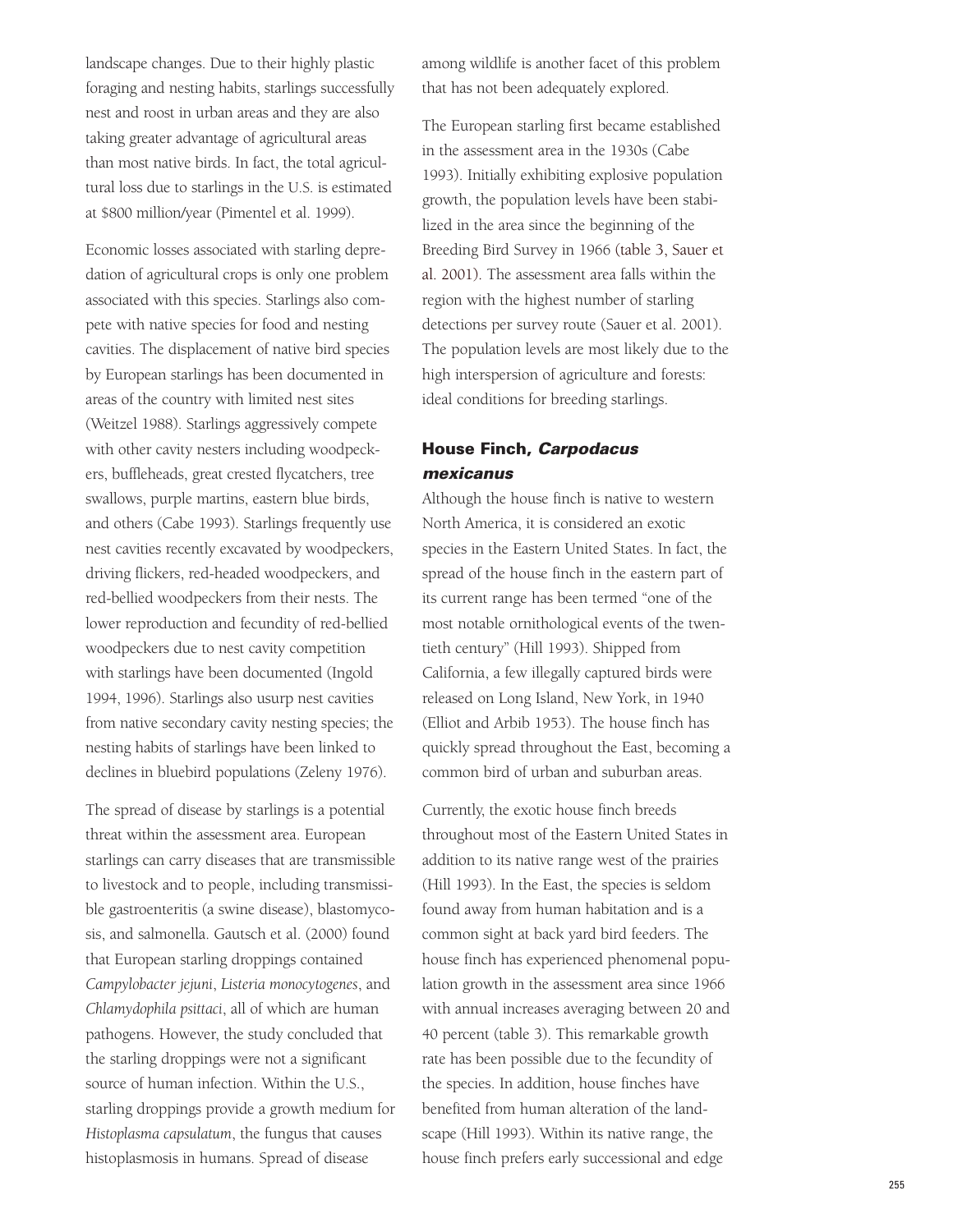landscape changes. Due to their highly plastic foraging and nesting habits, starlings successfully nest and roost in urban areas and they are also taking greater advantage of agricultural areas than most native birds. In fact, the total agricultural loss due to starlings in the U.S. is estimated at $800 million/year (Pimentel et al. 1999).

Economic losses associated with starling depredation of agricultural crops is only one problem associated with this species. Starlings also compete with native species for food and nesting cavities. The displacement of native bird species by European starlings has been documented in areas of the country with limited nest sites (Weitzel 1988). Starlings aggressively compete with other cavity nesters including woodpeckers, buffleheads, great crested flycatchers, tree swallows, purple martins, eastern blue birds, and others (Cabe 1993). Starlings frequently use nest cavities recently excavated by woodpeckers, driving flickers, red-headed woodpeckers, and red-bellied woodpeckers from their nests. The lower reproduction and fecundity of red-bellied woodpeckers due to nest cavity competition with starlings have been documented (Ingold 1994, 1996). Starlings also usurp nest cavities from native secondary cavity nesting species; the nesting habits of starlings have been linked to declines in bluebird populations (Zeleny 1976).

The spread of disease by starlings is a potential threat within the assessment area. European starlings can carry diseases that are transmissible to livestock and to people, including transmissible gastroenteritis (a swine disease), blastomycosis, and salmonella. Gautsch et al. (2000) found that European starling droppings contained *Campylobacter jejuni*, *Listeria monocytogenes*, and *Chlamydophila psittaci*, all of which are human pathogens. However, the study concluded that the starling droppings were not a significant source of human infection. Within the U.S., starling droppings provide a growth medium for *Histoplasma capsulatum*, the fungus that causes histoplasmosis in humans. Spread of disease among wildlife is another facet of this problem that has not been adequately explored.

The European starling first became established in the assessment area in the 1930s (Cabe 1993). Initially exhibiting explosive population growth, the population levels have been stabilized in the area since the beginning of the Breeding Bird Survey in 1966 (table 3, Sauer et al. 2001). The assessment area falls within the region with the highest number of starling detections per survey route (Sauer et al. 2001). The population levels are most likely due to the high interspersion of agriculture and forests: ideal conditions for breeding starlings.

### House Finch, *Carpodacus mexicanus*

Although the house finch is native to western North America, it is considered an exotic species in the Eastern United States. In fact, the spread of the house finch in the eastern part of its current range has been termed "one of the most notable ornithological events of the twentieth century" (Hill 1993). Shipped from California, a few illegally captured birds were released on Long Island, New York, in 1940 (Elliot and Arbib 1953). The house finch has quickly spread throughout the East, becoming a common bird of urban and suburban areas.

Currently, the exotic house finch breeds throughout most of the Eastern United States in addition to its native range west of the prairies (Hill 1993). In the East, the species is seldom found away from human habitation and is a common sight at back yard bird feeders. The house finch has experienced phenomenal population growth in the assessment area since 1966 with annual increases averaging between 20 and 40 percent (table 3). This remarkable growth rate has been possible due to the fecundity of the species. In addition, house finches have benefited from human alteration of the landscape (Hill 1993). Within its native range, the house finch prefers early successional and edge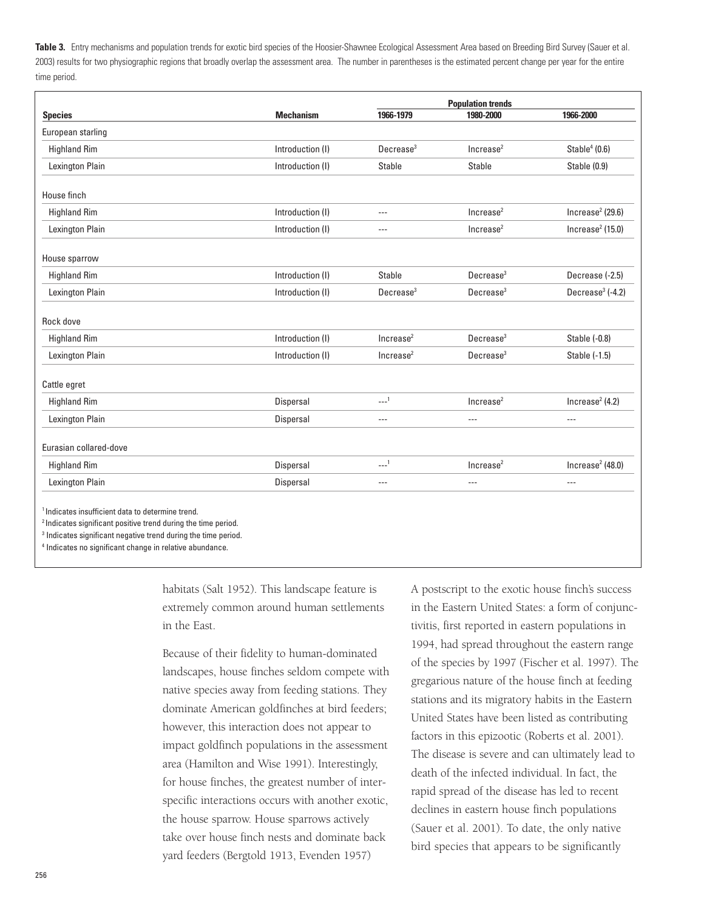**Table 3.** Entry mechanisms and population trends for exotic bird species of the Hoosier-Shawnee Ecological Assessment Area based on Breeding Bird Survey (Sauer et al. 2003) results for two physiographic regions that broadly overlap the assessment area. The number in parentheses is the estimated percent change per year for the entire time period.

| Species | Mechanism | Population trends | | |
|---|---|---|---|---|
| | | 1966-1979 | 1980-2000 | 1966-2000 |
| European starling | | | | |
| Highland Rim | Introduction (I) | Decrease[3] | Increase[2] | Stable[4] (0.6) |
| Lexington Plain | Introduction (I) | Stable | Stable | Stable (0.9) |
| House finch | | | | |
| Highland Rim | Introduction (I) | --- | Increase[2] | Increase[2] (29.6) |
| Lexington Plain | Introduction (I) | --- | Increase[2] | Increase[2] (15.0) |
| House sparrow | | | | |
| Highland Rim | Introduction (I) | Stable | Decrease[3] | Decrease (-2.5) |
| Lexington Plain | Introduction (I) | Decrease[3] | Decrease[3] | Decrease[3] (-4.2) |
| Rock dove | | | | |
| Highland Rim | Introduction (I) | Increase[2] | Decrease[3] | Stable (-0.8) |
| Lexington Plain | Introduction (I) | Increase[2] | Decrease[3] | Stable (-1.5) |
| Cattle egret | | | | |
| Highland Rim | Dispersal | ---[1] | Increase[2] | Increase[2] (4.2) |
| Lexington Plain | Dispersal | --- | --- | --- |
| Eurasian collared-dove | | | | |
| Highland Rim | Dispersal | ---[1] | Increase[2] | Increase[2] (48.0) |
| Lexington Plain | Dispersal | --- | --- | --- |

[1] Indicates insufficient data to determine trend.
[2] Indicates significant positive trend during the time period.
[3] Indicates significant negative trend during the time period.
[4] Indicates no significant change in relative abundance.

habitats (Salt 1952). This landscape feature is extremely common around human settlements in the East.

Because of their fidelity to human-dominated landscapes, house finches seldom compete with native species away from feeding stations. They dominate American goldfinches at bird feeders; however, this interaction does not appear to impact goldfinch populations in the assessment area (Hamilton and Wise 1991). Interestingly, for house finches, the greatest number of interspecific interactions occurs with another exotic, the house sparrow. House sparrows actively take over house finch nests and dominate back yard feeders (Bergtold 1913, Evenden 1957)

A postscript to the exotic house finch's success in the Eastern United States: a form of conjunctivitis, first reported in eastern populations in 1994, had spread throughout the eastern range of the species by 1997 (Fischer et al. 1997). The gregarious nature of the house finch at feeding stations and its migratory habits in the Eastern United States have been listed as contributing factors in this epizootic (Roberts et al. 2001). The disease is severe and can ultimately lead to death of the infected individual. In fact, the rapid spread of the disease has led to recent declines in eastern house finch populations (Sauer et al. 2001). To date, the only native bird species that appears to be significantly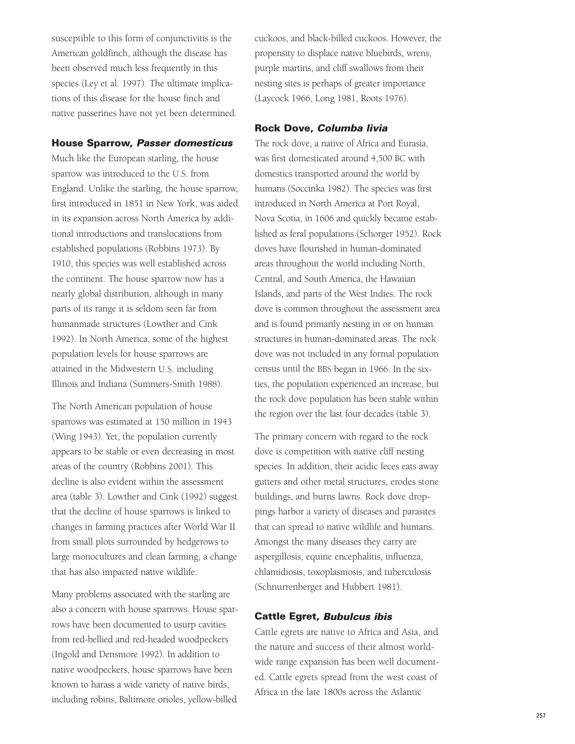susceptible to this form of conjunctivitis is the American goldfinch, although the disease has been observed much less frequently in this species (Ley et al. 1997). The ultimate implications of this disease for the house finch and native passerines have not yet been determined.

### House Sparrow, *Passer domesticus*

Much like the European starling, the house sparrow was introduced to the U.S. from England. Unlike the starling, the house sparrow, first introduced in 1851 in New York, was aided in its expansion across North America by additional introductions and translocations from established populations (Robbins 1973). By 1910, this species was well established across the continent. The house sparrow now has a nearly global distribution, although in many parts of its range it is seldom seen far from humanmade structures (Lowther and Cink 1992). In North America, some of the highest population levels for house sparrows are attained in the Midwestern U.S. including Illinois and Indiana (Summers-Smith 1988).

The North American population of house sparrows was estimated at 150 million in 1943 (Wing 1943). Yet, the population currently appears to be stable or even decreasing in most areas of the country (Robbins 2001). This decline is also evident within the assessment area (table 3). Lowther and Cink (1992) suggest that the decline of house sparrows is linked to changes in farming practices after World War II from small plots surrounded by hedgerows to large monocultures and clean farming, a change that has also impacted native wildlife.

Many problems associated with the starling are also a concern with house sparrows. House sparrows have been documented to usurp cavities from red-bellied and red-headed woodpeckers (Ingold and Densmore 1992). In addition to native woodpeckers, house sparrows have been known to harass a wide variety of native birds, including robins, Baltimore orioles, yellow-billed cuckoos, and black-billed cuckoos. However, the propensity to displace native bluebirds, wrens, purple martins, and cliff swallows from their nesting sites is perhaps of greater importance (Laycock 1966, Long 1981, Roots 1976).

### Rock Dove, *Columba livia*

The rock dove, a native of Africa and Eurasia, was first domesticated around 4,500 BC with domestics transported around the world by humans (Soccinka 1982). The species was first introduced in North America at Port Royal, Nova Scotia, in 1606 and quickly became established as feral populations (Schorger 1952). Rock doves have flourished in human-dominated areas throughout the world including North, Central, and South America, the Hawaiian Islands, and parts of the West Indies. The rock dove is common throughout the assessment area and is found primarily nesting in or on human structures in human-dominated areas. The rock dove was not included in any formal population census until the BBS began in 1966. In the sixties, the population experienced an increase, but the rock dove population has been stable within the region over the last four decades (table 3).

The primary concern with regard to the rock dove is competition with native cliff nesting species. In addition, their acidic feces eats away gutters and other metal structures, erodes stone buildings, and burns lawns. Rock dove droppings harbor a variety of diseases and parasites that can spread to native wildlife and humans. Amongst the many diseases they carry are aspergillosis, equine encephalitis, influenza, chlamidiosis, toxoplasmosis, and tuberculosis (Schnurrenberger and Hubbert 1981).

### Cattle Egret, *Bubulcus ibis*

Cattle egrets are native to Africa and Asia, and the nature and success of their almost worldwide range expansion has been well documented. Cattle egrets spread from the west coast of Africa in the late 1800s across the Atlantic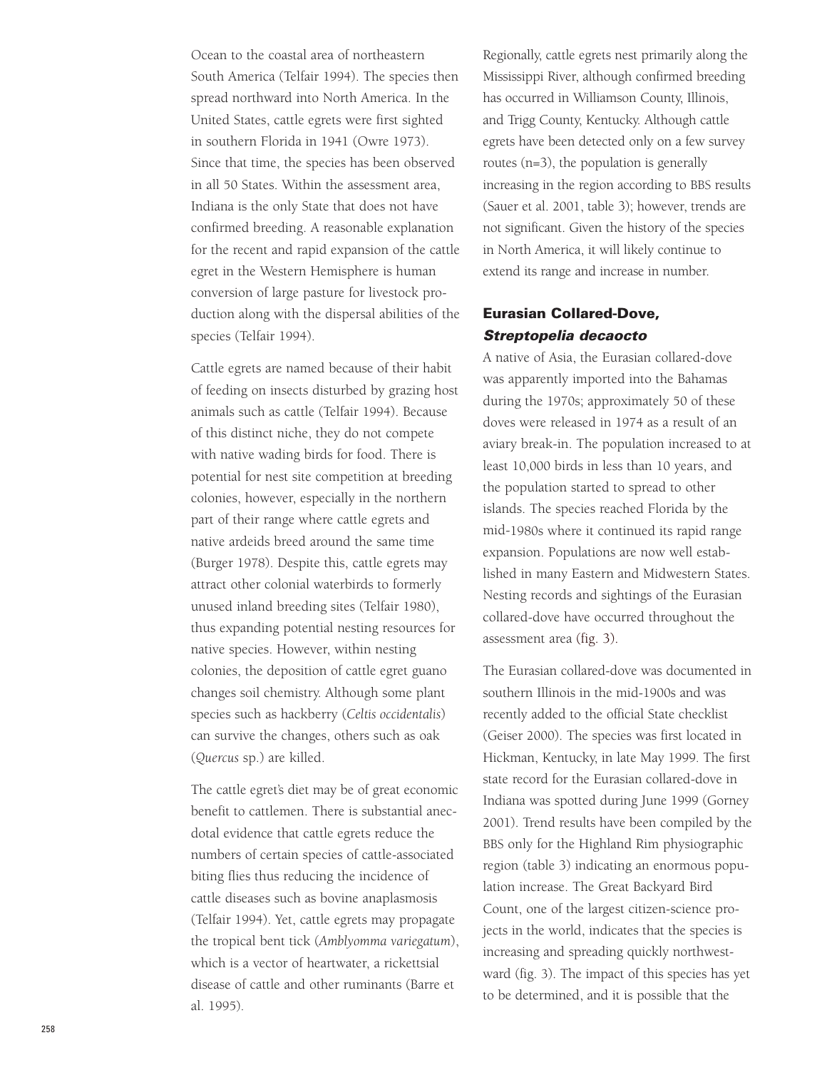Ocean to the coastal area of northeastern South America (Telfair 1994). The species then spread northward into North America. In the United States, cattle egrets were first sighted in southern Florida in 1941 (Owre 1973). Since that time, the species has been observed in all 50 States. Within the assessment area, Indiana is the only State that does not have confirmed breeding. A reasonable explanation for the recent and rapid expansion of the cattle egret in the Western Hemisphere is human conversion of large pasture for livestock production along with the dispersal abilities of the species (Telfair 1994).

Cattle egrets are named because of their habit of feeding on insects disturbed by grazing host animals such as cattle (Telfair 1994). Because of this distinct niche, they do not compete with native wading birds for food. There is potential for nest site competition at breeding colonies, however, especially in the northern part of their range where cattle egrets and native ardeids breed around the same time (Burger 1978). Despite this, cattle egrets may attract other colonial waterbirds to formerly unused inland breeding sites (Telfair 1980), thus expanding potential nesting resources for native species. However, within nesting colonies, the deposition of cattle egret guano changes soil chemistry. Although some plant species such as hackberry (*Celtis occidentalis*) can survive the changes, others such as oak (*Quercus* sp.) are killed.

The cattle egret's diet may be of great economic benefit to cattlemen. There is substantial anecdotal evidence that cattle egrets reduce the numbers of certain species of cattle-associated biting flies thus reducing the incidence of cattle diseases such as bovine anaplasmosis (Telfair 1994). Yet, cattle egrets may propagate the tropical bent tick (*Amblyomma variegatum*), which is a vector of heartwater, a rickettsial disease of cattle and other ruminants (Barre et al. 1995).

Regionally, cattle egrets nest primarily along the Mississippi River, although confirmed breeding has occurred in Williamson County, Illinois, and Trigg County, Kentucky. Although cattle egrets have been detected only on a few survey routes (n=3), the population is generally increasing in the region according to BBS results (Sauer et al. 2001, table 3); however, trends are not significant. Given the history of the species in North America, it will likely continue to extend its range and increase in number.

### Eurasian Collared-Dove, *Streptopelia decaocto*

A native of Asia, the Eurasian collared-dove was apparently imported into the Bahamas during the 1970s; approximately 50 of these doves were released in 1974 as a result of an aviary break-in. The population increased to at least 10,000 birds in less than 10 years, and the population started to spread to other islands. The species reached Florida by the mid-1980s where it continued its rapid range expansion. Populations are now well established in many Eastern and Midwestern States. Nesting records and sightings of the Eurasian collared-dove have occurred throughout the assessment area (fig. 3).

The Eurasian collared-dove was documented in southern Illinois in the mid-1900s and was recently added to the official State checklist (Geiser 2000). The species was first located in Hickman, Kentucky, in late May 1999. The first state record for the Eurasian collared-dove in Indiana was spotted during June 1999 (Gorney 2001). Trend results have been compiled by the BBS only for the Highland Rim physiographic region (table 3) indicating an enormous population increase. The Great Backyard Bird Count, one of the largest citizen-science projects in the world, indicates that the species is increasing and spreading quickly northwestward (fig. 3). The impact of this species has yet to be determined, and it is possible that the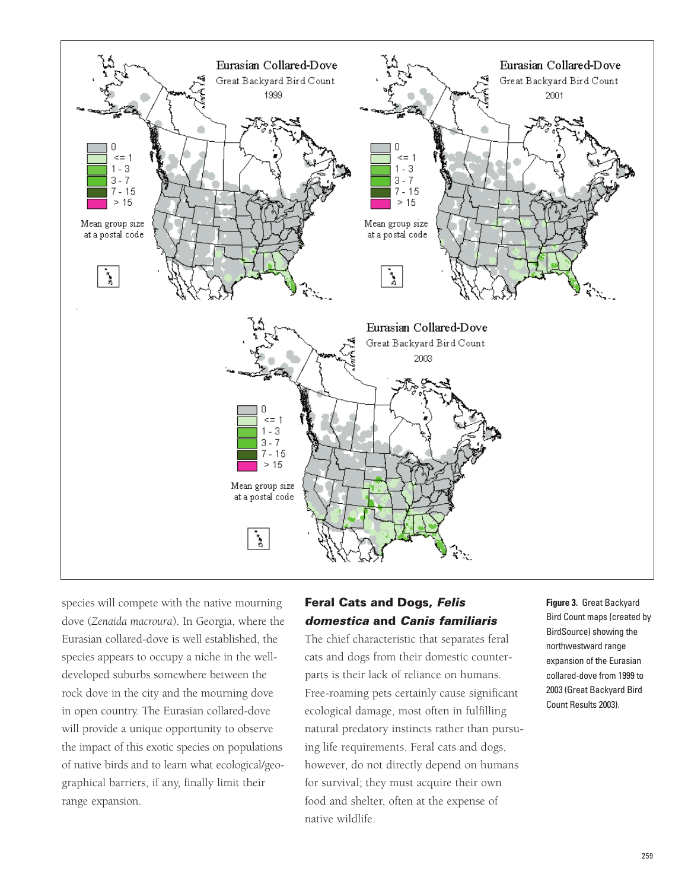species will compete with the native mourning dove (*Zenaida macroura*). In Georgia, where the Eurasian collared-dove is well established, the species appears to occupy a niche in the well-developed suburbs somewhere between the rock dove in the city and the mourning dove in open country. The Eurasian collared-dove will provide a unique opportunity to observe the impact of this exotic species on populations of native birds and to learn what ecological/geographical barriers, if any, finally limit their range expansion.

### Feral Cats and Dogs, *Felis domestica* and *Canis familiaris*

The chief characteristic that separates feral cats and dogs from their domestic counterparts is their lack of reliance on humans. Free-roaming pets certainly cause significant ecological damage, most often in fulfilling natural predatory instincts rather than pursuing life requirements. Feral cats and dogs, however, do not directly depend on humans for survival; they must acquire their own food and shelter, often at the expense of native wildlife.

**Figure 3.** Great Backyard Bird Count maps (created by BirdSource) showing the northwestward range expansion of the Eurasian collared-dove from 1999 to 2003 (Great Backyard Bird Count Results 2003).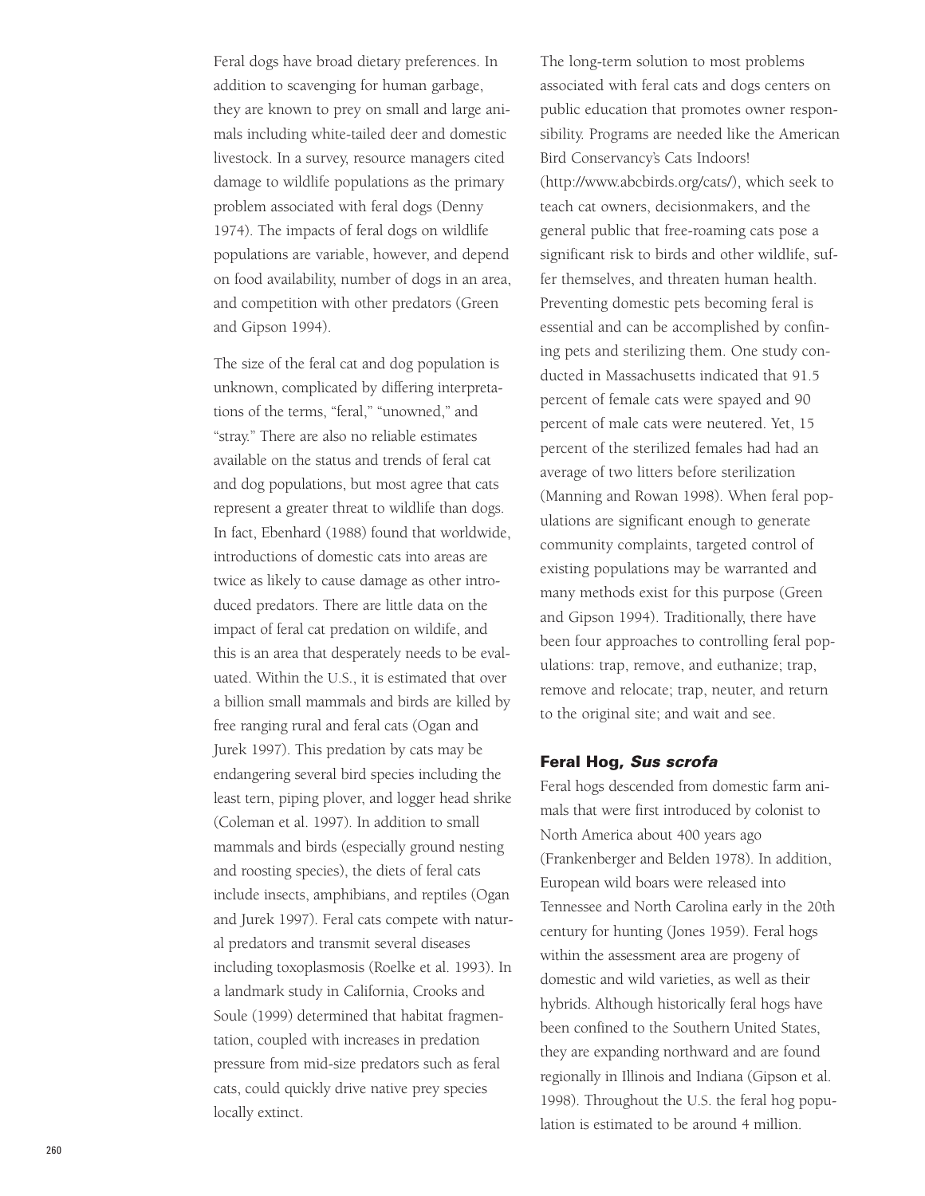Feral dogs have broad dietary preferences. In addition to scavenging for human garbage, they are known to prey on small and large animals including white-tailed deer and domestic livestock. In a survey, resource managers cited damage to wildlife populations as the primary problem associated with feral dogs (Denny 1974). The impacts of feral dogs on wildlife populations are variable, however, and depend on food availability, number of dogs in an area, and competition with other predators (Green and Gipson 1994).

The size of the feral cat and dog population is unknown, complicated by differing interpretations of the terms, "feral," "unowned," and "stray." There are also no reliable estimates available on the status and trends of feral cat and dog populations, but most agree that cats represent a greater threat to wildlife than dogs. In fact, Ebenhard (1988) found that worldwide, introductions of domestic cats into areas are twice as likely to cause damage as other introduced predators. There are little data on the impact of feral cat predation on wildlife, and this is an area that desperately needs to be evaluated. Within the U.S., it is estimated that over a billion small mammals and birds are killed by free ranging rural and feral cats (Ogan and Jurek 1997). This predation by cats may be endangering several bird species including the least tern, piping plover, and logger head shrike (Coleman et al. 1997). In addition to small mammals and birds (especially ground nesting and roosting species), the diets of feral cats include insects, amphibians, and reptiles (Ogan and Jurek 1997). Feral cats compete with natural predators and transmit several diseases including toxoplasmosis (Roelke et al. 1993). In a landmark study in California, Crooks and Soule (1999) determined that habitat fragmentation, coupled with increases in predation pressure from mid-size predators such as feral cats, could quickly drive native prey species locally extinct.

The long-term solution to most problems associated with feral cats and dogs centers on public education that promotes owner responsibility. Programs are needed like the American Bird Conservancy's Cats Indoors! (http://www.abcbirds.org/cats/), which seek to teach cat owners, decisionmakers, and the general public that free-roaming cats pose a significant risk to birds and other wildlife, suffer themselves, and threaten human health. Preventing domestic pets becoming feral is essential and can be accomplished by confining pets and sterilizing them. One study conducted in Massachusetts indicated that 91.5 percent of female cats were spayed and 90 percent of male cats were neutered. Yet, 15 percent of the sterilized females had had an average of two litters before sterilization (Manning and Rowan 1998). When feral populations are significant enough to generate community complaints, targeted control of existing populations may be warranted and many methods exist for this purpose (Green and Gipson 1994). Traditionally, there have been four approaches to controlling feral populations: trap, remove, and euthanize; trap, remove and relocate; trap, neuter, and return to the original site; and wait and see.

### Feral Hog, *Sus scrofa*

Feral hogs descended from domestic farm animals that were first introduced by colonist to North America about 400 years ago (Frankenberger and Belden 1978). In addition, European wild boars were released into Tennessee and North Carolina early in the 20th century for hunting (Jones 1959). Feral hogs within the assessment area are progeny of domestic and wild varieties, as well as their hybrids. Although historically feral hogs have been confined to the Southern United States, they are expanding northward and are found regionally in Illinois and Indiana (Gipson et al. 1998). Throughout the U.S. the feral hog population is estimated to be around 4 million.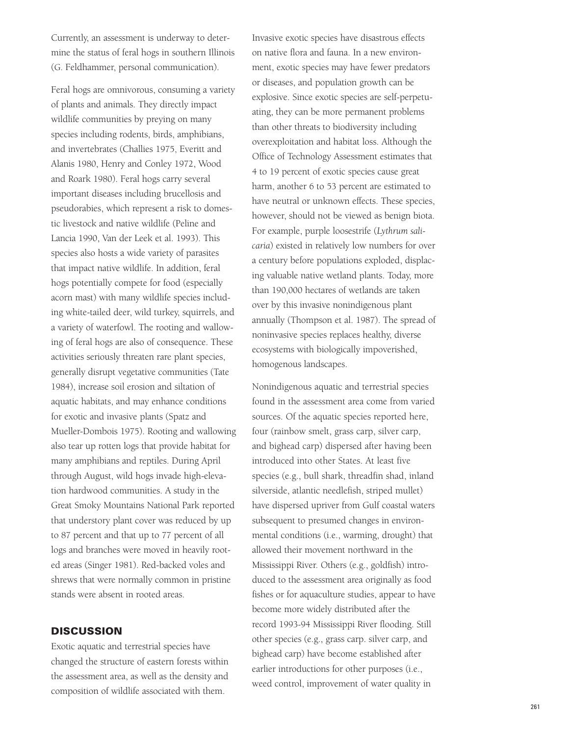Currently, an assessment is underway to determine the status of feral hogs in southern Illinois (G. Feldhammer, personal communication).

Feral hogs are omnivorous, consuming a variety of plants and animals. They directly impact wildlife communities by preying on many species including rodents, birds, amphibians, and invertebrates (Challies 1975, Everitt and Alanis 1980, Henry and Conley 1972, Wood and Roark 1980). Feral hogs carry several important diseases including brucellosis and pseudorabies, which represent a risk to domestic livestock and native wildlife (Peline and Lancia 1990, Van der Leek et al. 1993). This species also hosts a wide variety of parasites that impact native wildlife. In addition, feral hogs potentially compete for food (especially acorn mast) with many wildlife species including white-tailed deer, wild turkey, squirrels, and a variety of waterfowl. The rooting and wallowing of feral hogs are also of consequence. These activities seriously threaten rare plant species, generally disrupt vegetative communities (Tate 1984), increase soil erosion and siltation of aquatic habitats, and may enhance conditions for exotic and invasive plants (Spatz and Mueller-Dombois 1975). Rooting and wallowing also tear up rotten logs that provide habitat for many amphibians and reptiles. During April through August, wild hogs invade high-elevation hardwood communities. A study in the Great Smoky Mountains National Park reported that understory plant cover was reduced by up to 87 percent and that up to 77 percent of all logs and branches were moved in heavily rooted areas (Singer 1981). Red-backed voles and shrews that were normally common in pristine stands were absent in rooted areas.

## DISCUSSION

Exotic aquatic and terrestrial species have changed the structure of eastern forests within the assessment area, as well as the density and composition of wildlife associated with them.

Invasive exotic species have disastrous effects on native flora and fauna. In a new environment, exotic species may have fewer predators or diseases, and population growth can be explosive. Since exotic species are self-perpetuating, they can be more permanent problems than other threats to biodiversity including overexploitation and habitat loss. Although the Office of Technology Assessment estimates that 4 to 19 percent of exotic species cause great harm, another 6 to 53 percent are estimated to have neutral or unknown effects. These species, however, should not be viewed as benign biota. For example, purple loosestrife (*Lythrum salicaria*) existed in relatively low numbers for over a century before populations exploded, displacing valuable native wetland plants. Today, more than 190,000 hectares of wetlands are taken over by this invasive nonindigenous plant annually (Thompson et al. 1987). The spread of noninvasive species replaces healthy, diverse ecosystems with biologically impoverished, homogenous landscapes.

Nonindigenous aquatic and terrestrial species found in the assessment area come from varied sources. Of the aquatic species reported here, four (rainbow smelt, grass carp, silver carp, and bighead carp) dispersed after having been introduced into other States. At least five species (e.g., bull shark, threadfin shad, inland silverside, atlantic needlefish, striped mullet) have dispersed upriver from Gulf coastal waters subsequent to presumed changes in environmental conditions (i.e., warming, drought) that allowed their movement northward in the Mississippi River. Others (e.g., goldfish) introduced to the assessment area originally as food fishes or for aquaculture studies, appear to have become more widely distributed after the record 1993-94 Mississippi River flooding. Still other species (e.g., grass carp. silver carp, and bighead carp) have become established after earlier introductions for other purposes (i.e., weed control, improvement of water quality in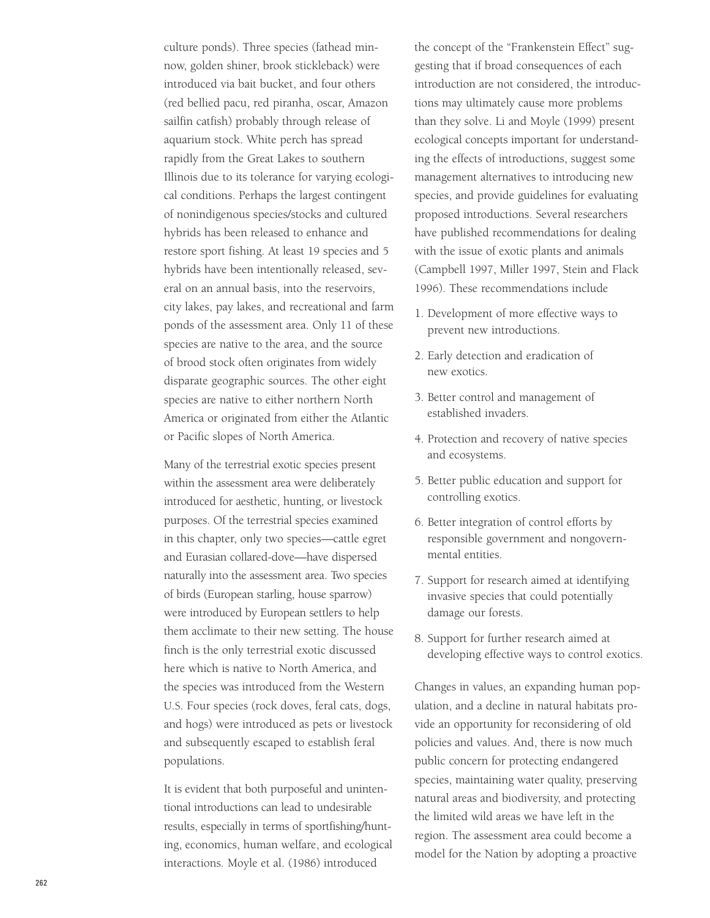culture ponds). Three species (fathead minnow, golden shiner, brook stickleback) were introduced via bait bucket, and four others (red bellied pacu, red piranha, oscar, Amazon sailfin catfish) probably through release of aquarium stock. White perch has spread rapidly from the Great Lakes to southern Illinois due to its tolerance for varying ecological conditions. Perhaps the largest contingent of nonindigenous species/stocks and cultured hybrids has been released to enhance and restore sport fishing. At least 19 species and 5 hybrids have been intentionally released, several on an annual basis, into the reservoirs, city lakes, pay lakes, and recreational and farm ponds of the assessment area. Only 11 of these species are native to the area, and the source of brood stock often originates from widely disparate geographic sources. The other eight species are native to either northern North America or originated from either the Atlantic or Pacific slopes of North America.

Many of the terrestrial exotic species present within the assessment area were deliberately introduced for aesthetic, hunting, or livestock purposes. Of the terrestrial species examined in this chapter, only two species—cattle egret and Eurasian collared-dove—have dispersed naturally into the assessment area. Two species of birds (European starling, house sparrow) were introduced by European settlers to help them acclimate to their new setting. The house finch is the only terrestrial exotic discussed here which is native to North America, and the species was introduced from the Western U.S. Four species (rock doves, feral cats, dogs, and hogs) were introduced as pets or livestock and subsequently escaped to establish feral populations.

It is evident that both purposeful and unintentional introductions can lead to undesirable results, especially in terms of sportfishing/hunting, economics, human welfare, and ecological interactions. Moyle et al. (1986) introduced the concept of the "Frankenstein Effect" suggesting that if broad consequences of each introduction are not considered, the introductions may ultimately cause more problems than they solve. Li and Moyle (1999) present ecological concepts important for understanding the effects of introductions, suggest some management alternatives to introducing new species, and provide guidelines for evaluating proposed introductions. Several researchers have published recommendations for dealing with the issue of exotic plants and animals (Campbell 1997, Miller 1997, Stein and Flack 1996). These recommendations include

1. Development of more effective ways to prevent new introductions.
2. Early detection and eradication of new exotics.
3. Better control and management of established invaders.
4. Protection and recovery of native species and ecosystems.
5. Better public education and support for controlling exotics.
6. Better integration of control efforts by responsible government and nongovernmental entities.
7. Support for research aimed at identifying invasive species that could potentially damage our forests.
8. Support for further research aimed at developing effective ways to control exotics.

Changes in values, an expanding human population, and a decline in natural habitats provide an opportunity for reconsidering of old policies and values. And, there is now much public concern for protecting endangered species, maintaining water quality, preserving natural areas and biodiversity, and protecting the limited wild areas we have left in the region. The assessment area could become a model for the Nation by adopting a proactive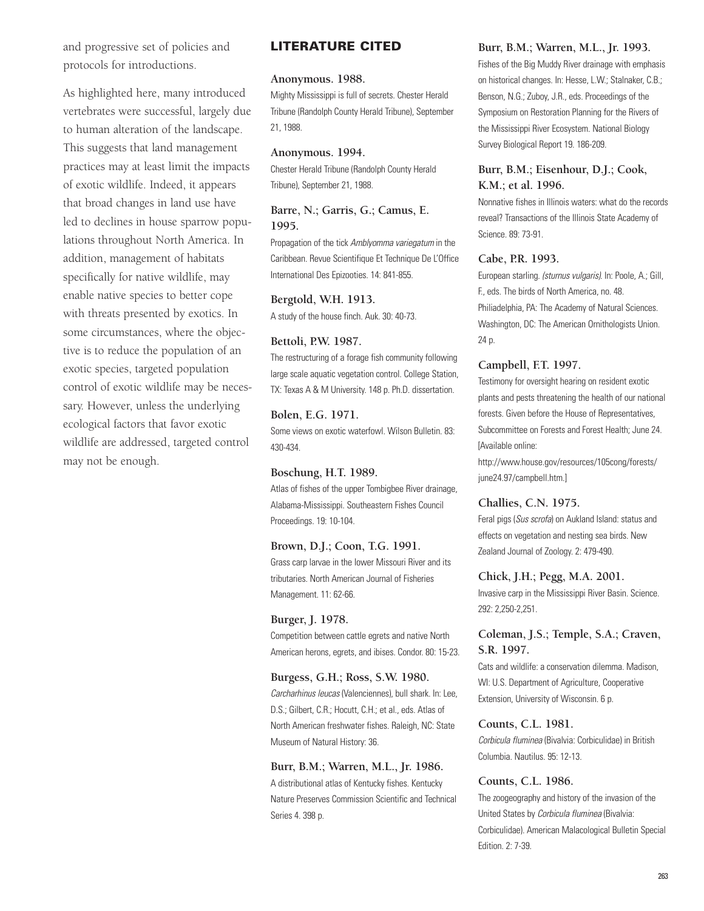and progressive set of policies and protocols for introductions.

As highlighted here, many introduced vertebrates were successful, largely due to human alteration of the landscape. This suggests that land management practices may at least limit the impacts of exotic wildlife. Indeed, it appears that broad changes in land use have led to declines in house sparrow populations throughout North America. In addition, management of habitats specifically for native wildlife, may enable native species to better cope with threats presented by exotics. In some circumstances, where the objective is to reduce the population of an exotic species, targeted population control of exotic wildlife may be necessary. However, unless the underlying ecological factors that favor exotic wildlife are addressed, targeted control may not be enough.

## LITERATURE CITED

**Anonymous. 1988.**
Mighty Mississippi is full of secrets. Chester Herald Tribune (Randolph County Herald Tribune), September 21, 1988.

**Anonymous. 1994.**
Chester Herald Tribune (Randolph County Herald Tribune), September 21, 1988.

**Barre, N.; Garris, G.; Camus, E. 1995.**
Propagation of the tick *Amblyomma variegatum* in the Caribbean. Revue Scientifique Et Technique De L'Office International Des Epizooties. 14: 841-855.

**Bergtold, W.H. 1913.**
A study of the house finch. Auk. 30: 40-73.

**Bettoli, P.W. 1987.**
The restructuring of a forage fish community following large scale aquatic vegetation control. College Station, TX: Texas A & M University. 148 p. Ph.D. dissertation.

**Bolen, E.G. 1971.**
Some views on exotic waterfowl. Wilson Bulletin. 83: 430-434.

**Boschung, H.T. 1989.**
Atlas of fishes of the upper Tombigbee River drainage, Alabama-Mississippi. Southeastern Fishes Council Proceedings. 19: 10-104.

**Brown, D.J.; Coon, T.G. 1991.**
Grass carp larvae in the lower Missouri River and its tributaries. North American Journal of Fisheries Management. 11: 62-66.

**Burger, J. 1978.**
Competition between cattle egrets and native North American herons, egrets, and ibises. Condor. 80: 15-23.

**Burgess, G.H.; Ross, S.W. 1980.**
*Carcharhinus leucas* (Valenciennes), bull shark. In: Lee, D.S.; Gilbert, C.R.; Hocutt, C.H.; et al., eds. Atlas of North American freshwater fishes. Raleigh, NC: State Museum of Natural History: 36.

**Burr, B.M.; Warren, M.L., Jr. 1986.**
A distributional atlas of Kentucky fishes. Kentucky Nature Preserves Commission Scientific and Technical Series 4. 398 p.

**Burr, B.M.; Warren, M.L., Jr. 1993.**
Fishes of the Big Muddy River drainage with emphasis on historical changes. In: Hesse, L.W.; Stalnaker, C.B.; Benson, N.G.; Zuboy, J.R., eds. Proceedings of the Symposium on Restoration Planning for the Rivers of the Mississippi River Ecosystem. National Biology Survey Biological Report 19. 186-209.

**Burr, B.M.; Eisenhour, D.J.; Cook, K.M.; et al. 1996.**
Nonnative fishes in Illinois waters: what do the records reveal? Transactions of the Illinois State Academy of Science. 89: 73-91.

**Cabe, P.R. 1993.**
European starling. *(sturnus vulgaris)*. In: Poole, A.; Gill, F., eds. The birds of North America, no. 48. Philiadelphia, PA: The Academy of Natural Sciences. Washington, DC: The American Ornithologists Union. 24 p.

**Campbell, F.T. 1997.**
Testimony for oversight hearing on resident exotic plants and pests threatening the health of our national forests. Given before the House of Representatives, Subcommittee on Forests and Forest Health; June 24. [Available online: http://www.house.gov/resources/105cong/forests/june24.97/campbell.htm.]

**Challies, C.N. 1975.**
Feral pigs (*Sus scrofa*) on Aukland Island: status and effects on vegetation and nesting sea birds. New Zealand Journal of Zoology. 2: 479-490.

**Chick, J.H.; Pegg, M.A. 2001.**
Invasive carp in the Mississippi River Basin. Science. 292: 2,250-2,251.

**Coleman, J.S.; Temple, S.A.; Craven, S.R. 1997.**
Cats and wildlife: a conservation dilemma. Madison, WI: U.S. Department of Agriculture, Cooperative Extension, University of Wisconsin. 6 p.

**Counts, C.L. 1981.**
*Corbicula fluminea* (Bivalvia: Corbiculidae) in British Columbia. Nautilus. 95: 12-13.

**Counts, C.L. 1986.**
The zoogeography and history of the invasion of the United States by *Corbicula fluminea* (Bivalvia: Corbiculidae). American Malacological Bulletin Special Edition. 2: 7-39.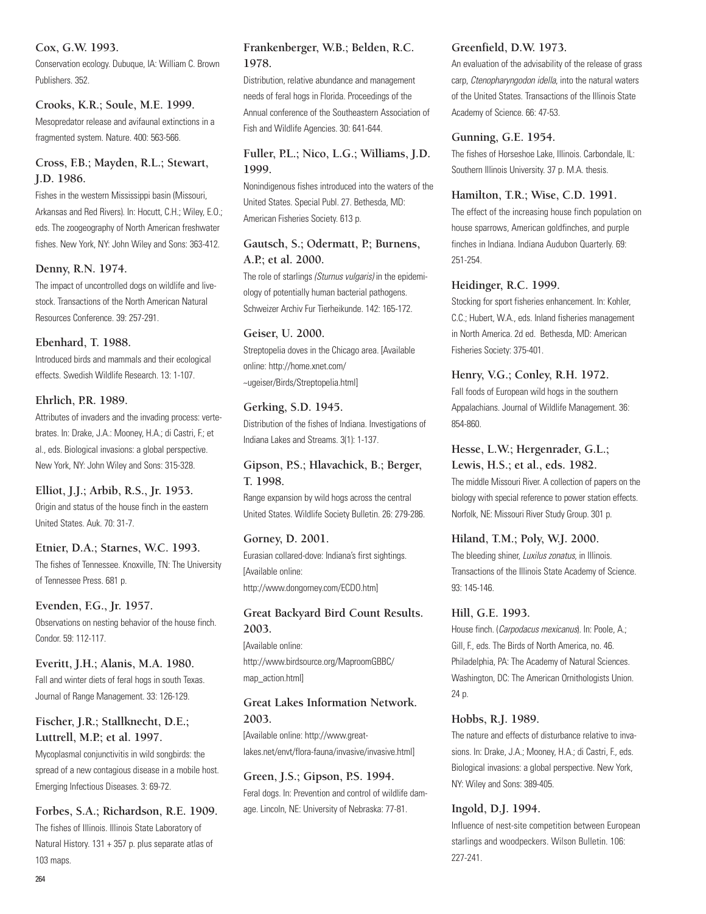**Cox, G.W. 1993.**
Conservation ecology. Dubuque, IA: William C. Brown Publishers. 352.

**Crooks, K.R.; Soule, M.E. 1999.**
Mesopredator release and avifaunal extinctions in a fragmented system. Nature. 400: 563-566.

**Cross, F.B.; Mayden, R.L.; Stewart, J.D. 1986.**
Fishes in the western Mississippi basin (Missouri, Arkansas and Red Rivers). In: Hocutt, C.H.; Wiley, E.O.; eds. The zoogeography of North American freshwater fishes. New York, NY: John Wiley and Sons: 363-412.

**Denny, R.N. 1974.**
The impact of uncontrolled dogs on wildlife and livestock. Transactions of the North American Natural Resources Conference. 39: 257-291.

**Ebenhard, T. 1988.**
Introduced birds and mammals and their ecological effects. Swedish Wildlife Research. 13: 1-107.

**Ehrlich, P.R. 1989.**
Attributes of invaders and the invading process: vertebrates. In: Drake, J.A.: Mooney, H.A.; di Castri, F.; et al., eds. Biological invasions: a global perspective. New York, NY: John Wiley and Sons: 315-328.

**Elliot, J.J.; Arbib, R.S., Jr. 1953.**
Origin and status of the house finch in the eastern United States. Auk. 70: 31-7.

**Etnier, D.A.; Starnes, W.C. 1993.**
The fishes of Tennessee. Knoxville, TN: The University of Tennessee Press. 681 p.

**Evenden, F.G., Jr. 1957.**
Observations on nesting behavior of the house finch. Condor. 59: 112-117.

**Everitt, J.H.; Alanis, M.A. 1980.**
Fall and winter diets of feral hogs in south Texas. Journal of Range Management. 33: 126-129.

**Fischer, J.R.; Stallknecht, D.E.; Luttrell, M.P.; et al. 1997.**
Mycoplasmal conjunctivitis in wild songbirds: the spread of a new contagious disease in a mobile host. Emerging Infectious Diseases. 3: 69-72.

**Forbes, S.A.; Richardson, R.E. 1909.**
The fishes of Illinois. Illinois State Laboratory of Natural History. 131 + 357 p. plus separate atlas of 103 maps.

**Frankenberger, W.B.; Belden, R.C. 1978.**
Distribution, relative abundance and management needs of feral hogs in Florida. Proceedings of the Annual conference of the Southeastern Association of Fish and Wildlife Agencies. 30: 641-644.

**Fuller, P.L.; Nico, L.G.; Williams, J.D. 1999.**
Nonindigenous fishes introduced into the waters of the United States. Special Publ. 27. Bethesda, MD: American Fisheries Society. 613 p.

**Gautsch, S.; Odermatt, P.; Burnens, A.P.; et al. 2000.**
The role of starlings *(Sturnus vulgaris)* in the epidemiology of potentially human bacterial pathogens. Schweizer Archiv Fur Tierheikunde. 142: 165-172.

**Geiser, U. 2000.**
Streptopelia doves in the Chicago area. [Available online: http://home.xnet.com/~ugeiser/Birds/Streptopelia.html]

**Gerking, S.D. 1945.**
Distribution of the fishes of Indiana. Investigations of Indiana Lakes and Streams. 3(1): 1-137.

**Gipson, P.S.; Hlavachick, B.; Berger, T. 1998.**
Range expansion by wild hogs across the central United States. Wildlife Society Bulletin. 26: 279-286.

**Gorney, D. 2001.**
Eurasian collared-dove: Indiana's first sightings. [Available online: http://www.dongorney.com/ECDO.htm]

**Great Backyard Bird Count Results. 2003.**
[Available online: http://www.birdsource.org/MaproomGBBC/map_action.html]

**Great Lakes Information Network. 2003.**
[Available online: http://www.great-lakes.net/envt/flora-fauna/invasive/invasive.html]

**Green, J.S.; Gipson, P.S. 1994.**
Feral dogs. In: Prevention and control of wildlife damage. Lincoln, NE: University of Nebraska: 77-81.

**Greenfield, D.W. 1973.**
An evaluation of the advisability of the release of grass carp, *Ctenopharyngodon idella*, into the natural waters of the United States. Transactions of the Illinois State Academy of Science. 66: 47-53.

**Gunning, G.E. 1954.**
The fishes of Horseshoe Lake, Illinois. Carbondale, IL: Southern Illinois University. 37 p. M.A. thesis.

**Hamilton, T.R.; Wise, C.D. 1991.**
The effect of the increasing house finch population on house sparrows, American goldfinches, and purple finches in Indiana. Indiana Audubon Quarterly. 69: 251-254.

**Heidinger, R.C. 1999.**
Stocking for sport fisheries enhancement. In: Kohler, C.C.; Hubert, W.A., eds. Inland fisheries management in North America. 2d ed. Bethesda, MD: American Fisheries Society: 375-401.

**Henry, V.G.; Conley, R.H. 1972.**
Fall foods of European wild hogs in the southern Appalachians. Journal of Wildlife Management. 36: 854-860.

**Hesse, L.W.; Hergenrader, G.L.; Lewis, H.S.; et al., eds. 1982.**
The middle Missouri River. A collection of papers on the biology with special reference to power station effects. Norfolk, NE: Missouri River Study Group. 301 p.

**Hiland, T.M.; Poly, W.J. 2000.**
The bleeding shiner, *Luxilus zonatus,* in Illinois. Transactions of the Illinois State Academy of Science. 93: 145-146.

**Hill, G.E. 1993.**
House finch. (*Carpodacus mexicanus*). In: Poole, A.; Gill, F., eds. The Birds of North America, no. 46. Philadelphia, PA: The Academy of Natural Sciences. Washington, DC: The American Ornithologists Union. 24 p.

**Hobbs, R.J. 1989.**
The nature and effects of disturbance relative to invasions. In: Drake, J.A.; Mooney, H.A.; di Castri, F., eds. Biological invasions: a global perspective. New York, NY: Wiley and Sons: 389-405.

**Ingold, D.J. 1994.**
Influence of nest-site competition between European starlings and woodpeckers. Wilson Bulletin. 106: 227-241.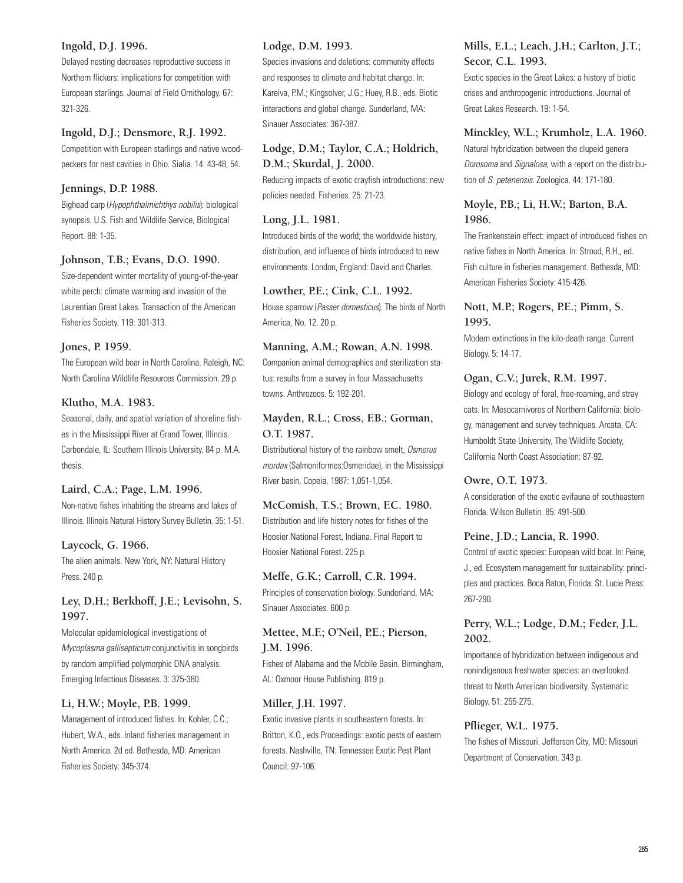**Ingold, D.J. 1996.**
Delayed nesting decreases reproductive success in Northern flickers: implications for competition with European starlings. Journal of Field Ornithology. 67: 321-326.

**Ingold, D.J.; Densmore, R.J. 1992.**
Competition with European starlings and native woodpeckers for nest cavities in Ohio. Sialia. 14: 43-48, 54.

**Jennings, D.P. 1988.**
Bighead carp (*Hypophthalmichthys nobilis*): biological synopsis. U.S. Fish and Wildlife Service, Biological Report. 88: 1-35.

**Johnson, T.B.; Evans, D.O. 1990.**
Size-dependent winter mortality of young-of-the-year white perch: climate warming and invasion of the Laurentian Great Lakes. Transaction of the American Fisheries Society. 119: 301-313.

**Jones, P. 1959.**
The European wild boar in North Carolina. Raleigh, NC: North Carolina Wildlife Resources Commission. 29 p.

**Klutho, M.A. 1983.**
Seasonal, daily, and spatial variation of shoreline fishes in the Mississippi River at Grand Tower, Illinois. Carbondale, IL: Southern Illinois University. 84 p. M.A. thesis.

**Laird, C.A.; Page, L.M. 1996.**
Non-native fishes inhabiting the streams and lakes of Illinois. Illinois Natural History Survey Bulletin. 35: 1-51.

**Laycock, G. 1966.**
The alien animals. New York, NY: Natural History Press. 240 p.

**Ley, D.H.; Berkhoff, J.E.; Levisohn, S. 1997.**
Molecular epidemiological investigations of *Mycoplasma gallisepticum* conjunctivitis in songbirds by random amplified polymorphic DNA analysis. Emerging Infectious Diseases. 3: 375-380.

**Li, H.W.; Moyle, P.B. 1999.**
Management of introduced fishes. In: Kohler, C.C.; Hubert, W.A., eds. Inland fisheries management in North America. 2d ed. Bethesda, MD: American Fisheries Society: 345-374.

**Lodge, D.M. 1993.**
Species invasions and deletions: community effects and responses to climate and habitat change. In: Kareiva, P.M.; Kingsolver, J.G.; Huey, R.B., eds. Biotic interactions and global change. Sunderland, MA: Sinauer Associates: 367-387.

**Lodge, D.M.; Taylor, C.A.; Holdrich, D.M.; Skurdal, J. 2000.**
Reducing impacts of exotic crayfish introductions: new policies needed. Fisheries. 25: 21-23.

**Long, J.L. 1981.**
Introduced birds of the world; the worldwide history, distribution, and influence of birds introduced to new environments. London, England: David and Charles.

**Lowther, P.E.; Cink, C.L. 1992.**
House sparrow (*Passer domesticus*). The birds of North America, No. 12. 20 p.

**Manning, A.M.; Rowan, A.N. 1998.**
Companion animal demographics and sterilization status: results from a survey in four Massachusetts towns. Anthrozoos. 5: 192-201.

**Mayden, R.L.; Cross, F.B.; Gorman, O.T. 1987.**
Distributional history of the rainbow smelt, *Osmerus mordax* (Salmoniformes:Osmeridae), in the Mississippi River basin. Copeia. 1987: 1,051-1,054.

**McComish, T.S.; Brown, F.C. 1980.**
Distribution and life history notes for fishes of the Hoosier National Forest, Indiana. Final Report to Hoosier National Forest. 225 p.

**Meffe, G.K.; Carroll, C.R. 1994.**
Principles of conservation biology. Sunderland, MA: Sinauer Associates. 600 p.

**Mettee, M.F.; O'Neil, P.E.; Pierson, J.M. 1996.**
Fishes of Alabama and the Mobile Basin. Birmingham, AL: Oxmoor House Publishing. 819 p.

**Miller, J.H. 1997.**
Exotic invasive plants in southeastern forests. In: Britton, K.O., eds Proceedings: exotic pests of eastern forests. Nashville, TN: Tennessee Exotic Pest Plant Council: 97-106.

**Mills, E.L.; Leach, J.H.; Carlton, J.T.; Secor, C.L. 1993.**
Exotic species in the Great Lakes: a history of biotic crises and anthropogenic introductions. Journal of Great Lakes Research. 19: 1-54.

**Minckley, W.L.; Krumholz, L.A. 1960.**
Natural hybridization between the clupeid genera *Dorosoma* and *Signalosa*, with a report on the distribution of *S. petenensis*. Zoologica. 44: 171-180.

**Moyle, P.B.; Li, H.W.; Barton, B.A. 1986.**
The Frankenstein effect: impact of introduced fishes on native fishes in North America. In: Stroud, R.H., ed. Fish culture in fisheries management. Bethesda, MD: American Fisheries Society: 415-426.

**Nott, M.P.; Rogers, P.E.; Pimm, S. 1995.**
Modern extinctions in the kilo-death range. Current Biology. 5: 14-17.

**Ogan, C.V.; Jurek, R.M. 1997.**
Biology and ecology of feral, free-roaming, and stray cats. In: Mesocarnivores of Northern California: biology, management and survey techniques. Arcata, CA: Humboldt State University, The Wildlife Society, California North Coast Association: 87-92.

**Owre, O.T. 1973.**
A consideration of the exotic avifauna of southeastern Florida. Wilson Bulletin. 85: 491-500.

**Peine, J.D.; Lancia, R. 1990.**
Control of exotic species: European wild boar. In: Peine, J., ed. Ecosystem management for sustainability: principles and practices. Boca Raton, Florida: St. Lucie Press: 267-290.

**Perry, W.L.; Lodge, D.M.; Feder, J.L. 2002.**
Importance of hybridization between indigenous and nonindigenous freshwater species: an overlooked threat to North American biodiversity. Systematic Biology. 51: 255-275.

**Pflieger, W.L. 1975.**
The fishes of Missouri. Jefferson City, MO: Missouri Department of Conservation. 343 p.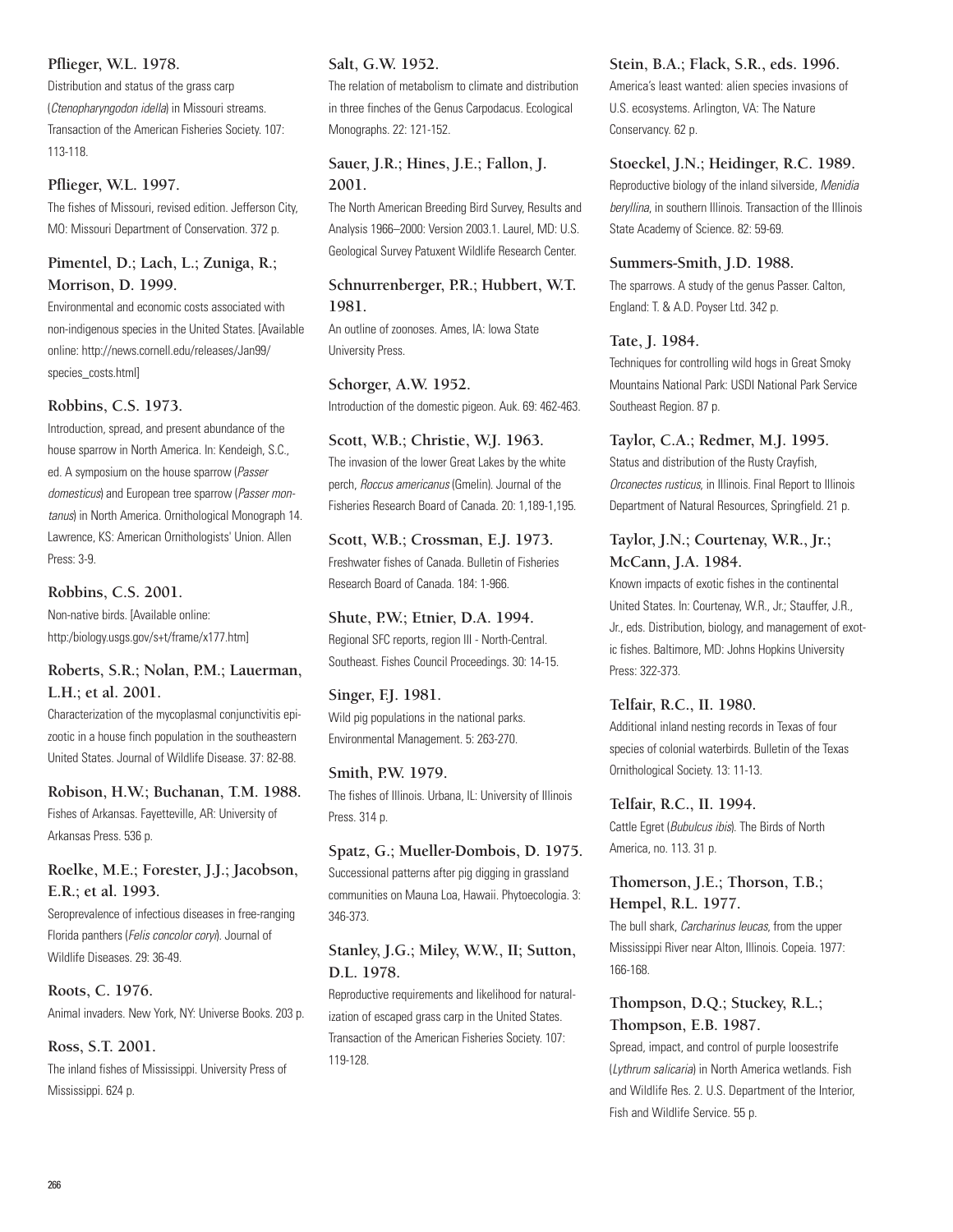**Pflieger, W.L. 1978.**
Distribution and status of the grass carp (*Ctenopharyngodon idella*) in Missouri streams. Transaction of the American Fisheries Society. 107: 113-118.

**Pflieger, W.L. 1997.**
The fishes of Missouri, revised edition. Jefferson City, MO: Missouri Department of Conservation. 372 p.

**Pimentel, D.; Lach, L.; Zuniga, R.; Morrison, D. 1999.**
Environmental and economic costs associated with non-indigenous species in the United States. [Available online: http://news.cornell.edu/releases/Jan99/species_costs.html]

**Robbins, C.S. 1973.**
Introduction, spread, and present abundance of the house sparrow in North America. In: Kendeigh, S.C., ed. A symposium on the house sparrow (*Passer domesticus*) and European tree sparrow (*Passer montanus*) in North America. Ornithological Monograph 14. Lawrence, KS: American Ornithologists' Union. Allen Press: 3-9.

**Robbins, C.S. 2001.**
Non-native birds. [Available online: http:/biology.usgs.gov/s+t/frame/x177.htm]

**Roberts, S.R.; Nolan, P.M.; Lauerman, L.H.; et al. 2001.**
Characterization of the mycoplasmal conjunctivitis epizootic in a house finch population in the southeastern United States. Journal of Wildlife Disease. 37: 82-88.

**Robison, H.W.; Buchanan, T.M. 1988.**
Fishes of Arkansas. Fayetteville, AR: University of Arkansas Press. 536 p.

**Roelke, M.E.; Forester, J.J.; Jacobson, E.R.; et al. 1993.**
Seroprevalence of infectious diseases in free-ranging Florida panthers (*Felis concolor coryi*). Journal of Wildlife Diseases. 29: 36-49.

**Roots, C. 1976.**
Animal invaders. New York, NY: Universe Books. 203 p.

**Ross, S.T. 2001.**
The inland fishes of Mississippi. University Press of Mississippi. 624 p.

**Salt, G.W. 1952.**
The relation of metabolism to climate and distribution in three finches of the Genus Carpodacus. Ecological Monographs. 22: 121-152.

**Sauer, J.R.; Hines, J.E.; Fallon, J. 2001.**
The North American Breeding Bird Survey, Results and Analysis 1966–2000: Version 2003.1. Laurel, MD: U.S. Geological Survey Patuxent Wildlife Research Center.

**Schnurrenberger, P.R.; Hubbert, W.T. 1981.**
An outline of zoonoses. Ames, IA: Iowa State University Press.

**Schorger, A.W. 1952.**
Introduction of the domestic pigeon. Auk. 69: 462-463.

**Scott, W.B.; Christie, W.J. 1963.**
The invasion of the lower Great Lakes by the white perch, *Roccus americanus* (Gmelin). Journal of the Fisheries Research Board of Canada. 20: 1,189-1,195.

**Scott, W.B.; Crossman, E.J. 1973.**
Freshwater fishes of Canada. Bulletin of Fisheries Research Board of Canada. 184: 1-966.

**Shute, P.W.; Etnier, D.A. 1994.**
Regional SFC reports, region III - North-Central. Southeast. Fishes Council Proceedings. 30: 14-15.

**Singer, F.J. 1981.**
Wild pig populations in the national parks. Environmental Management. 5: 263-270.

**Smith, P.W. 1979.**
The fishes of Illinois. Urbana, IL: University of Illinois Press. 314 p.

**Spatz, G.; Mueller-Dombois, D. 1975.**
Successional patterns after pig digging in grassland communities on Mauna Loa, Hawaii. Phytoecologia. 3: 346-373.

**Stanley, J.G.; Miley, W.W., II; Sutton, D.L. 1978.**
Reproductive requirements and likelihood for naturalization of escaped grass carp in the United States. Transaction of the American Fisheries Society. 107: 119-128.

**Stein, B.A.; Flack, S.R., eds. 1996.**
America's least wanted: alien species invasions of U.S. ecosystems. Arlington, VA: The Nature Conservancy. 62 p.

**Stoeckel, J.N.; Heidinger, R.C. 1989.**
Reproductive biology of the inland silverside, *Menidia beryllina*, in southern Illinois. Transaction of the Illinois State Academy of Science. 82: 59-69.

**Summers-Smith, J.D. 1988.**
The sparrows. A study of the genus Passer. Calton, England: T. & A.D. Poyser Ltd. 342 p.

**Tate, J. 1984.**
Techniques for controlling wild hogs in Great Smoky Mountains National Park: USDI National Park Service Southeast Region. 87 p.

**Taylor, C.A.; Redmer, M.J. 1995.**
Status and distribution of the Rusty Crayfish, *Orconectes rusticus*, in Illinois. Final Report to Illinois Department of Natural Resources, Springfield. 21 p.

**Taylor, J.N.; Courtenay, W.R., Jr.; McCann, J.A. 1984.**
Known impacts of exotic fishes in the continental United States. In: Courtenay, W.R., Jr.; Stauffer, J.R., Jr., eds. Distribution, biology, and management of exotic fishes. Baltimore, MD: Johns Hopkins University Press: 322-373.

**Telfair, R.C., II. 1980.**
Additional inland nesting records in Texas of four species of colonial waterbirds. Bulletin of the Texas Ornithological Society. 13: 11-13.

**Telfair, R.C., II. 1994.**
Cattle Egret (*Bubulcus ibis*). The Birds of North America, no. 113. 31 p.

**Thomerson, J.E.; Thorson, T.B.; Hempel, R.L. 1977.**
The bull shark, *Carcharinus leucas*, from the upper Mississippi River near Alton, Illinois. Copeia. 1977: 166-168.

**Thompson, D.Q.; Stuckey, R.L.; Thompson, E.B. 1987.**
Spread, impact, and control of purple loosestrife (*Lythrum salicaria*) in North America wetlands. Fish and Wildlife Res. 2. U.S. Department of the Interior, Fish and Wildlife Service. 55 p.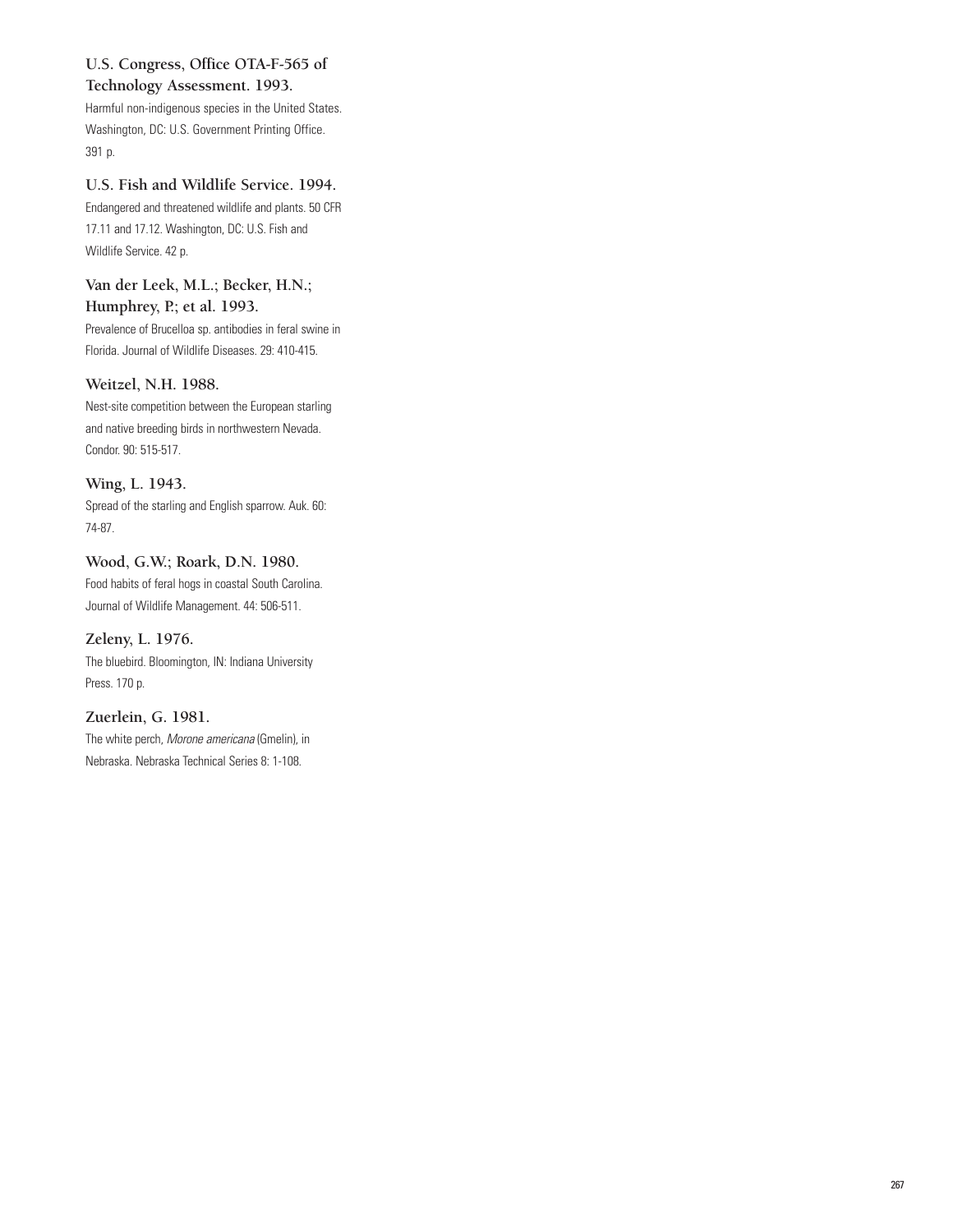**U.S. Congress, Office OTA-F-565 of Technology Assessment. 1993.**
Harmful non-indigenous species in the United States. Washington, DC: U.S. Government Printing Office. 391 p.

**U.S. Fish and Wildlife Service. 1994.**
Endangered and threatened wildlife and plants. 50 CFR 17.11 and 17.12. Washington, DC: U.S. Fish and Wildlife Service. 42 p.

**Van der Leek, M.L.; Becker, H.N.; Humphrey, P.; et al. 1993.**
Prevalence of Brucelloa sp. antibodies in feral swine in Florida. Journal of Wildlife Diseases. 29: 410-415.

**Weitzel, N.H. 1988.**
Nest-site competition between the European starling and native breeding birds in northwestern Nevada. Condor. 90: 515-517.

**Wing, L. 1943.**
Spread of the starling and English sparrow. Auk. 60: 74-87.

**Wood, G.W.; Roark, D.N. 1980.**
Food habits of feral hogs in coastal South Carolina. Journal of Wildlife Management. 44: 506-511.

**Zeleny, L. 1976.**
The bluebird. Bloomington, IN: Indiana University Press. 170 p.

**Zuerlein, G. 1981.**
The white perch, *Morone americana* (Gmelin), in Nebraska. Nebraska Technical Series 8: 1-108.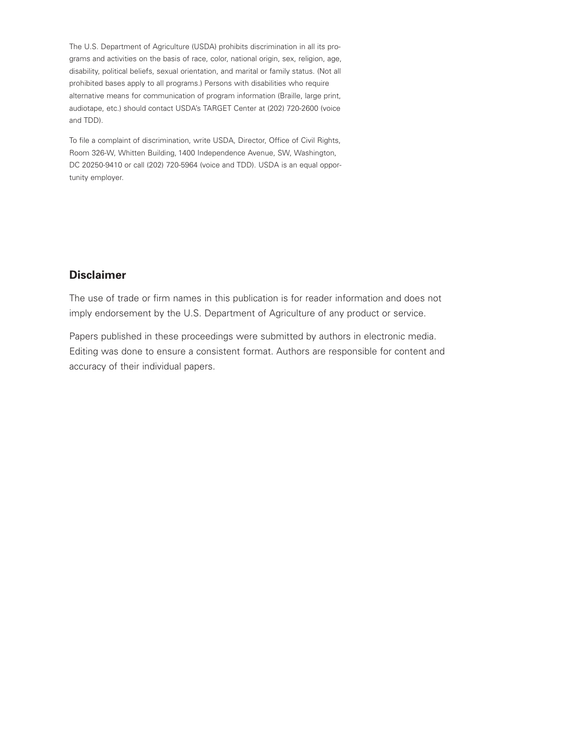The U.S. Department of Agriculture (USDA) prohibits discrimination in all its programs and activities on the basis of race, color, national origin, sex, religion, age, disability, political beliefs, sexual orientation, and marital or family status. (Not all prohibited bases apply to all programs.) Persons with disabilities who require alternative means for communication of program information (Braille, large print, audiotape, etc.) should contact USDA's TARGET Center at (202) 720-2600 (voice and TDD).

To file a complaint of discrimination, write USDA, Director, Office of Civil Rights, Room 326-W, Whitten Building, 1400 Independence Avenue, SW, Washington, DC 20250-9410 or call (202) 720-5964 (voice and TDD). USDA is an equal opportunity employer.

## Disclaimer

The use of trade or firm names in this publication is for reader information and does not imply endorsement by the U.S. Department of Agriculture of any product or service.

Papers published in these proceedings were submitted by authors in electronic media. Editing was done to ensure a consistent format. Authors are responsible for content and accuracy of their individual papers.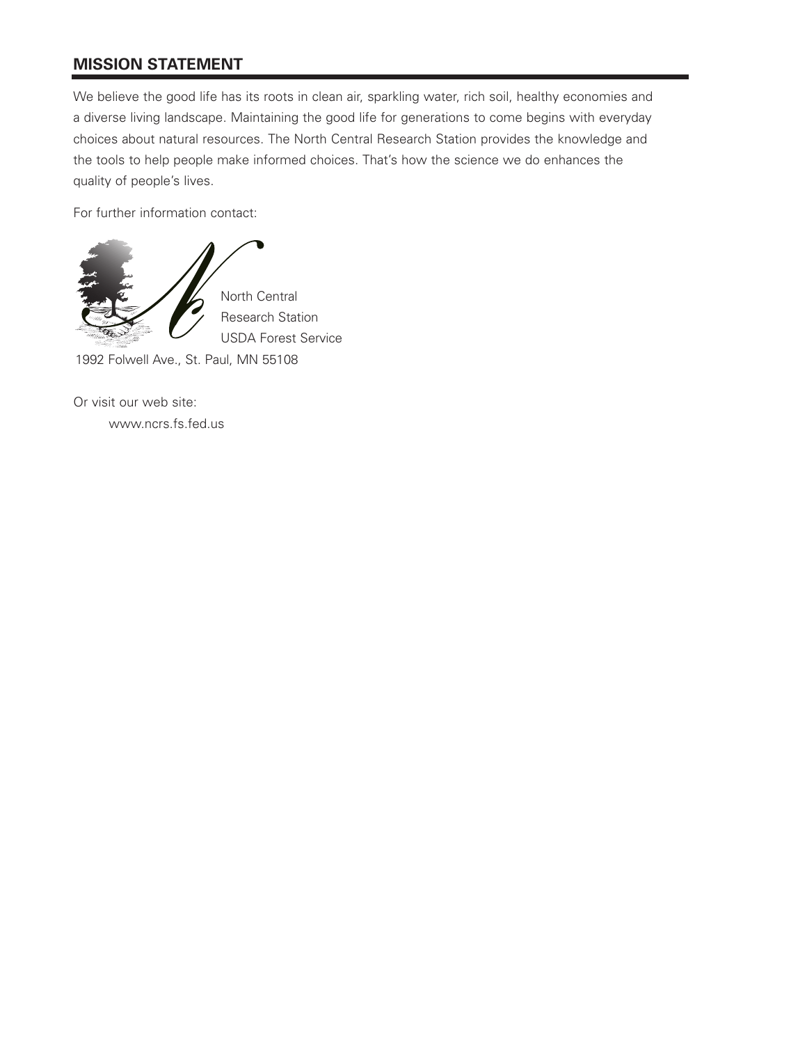## MISSION STATEMENT

We believe the good life has its roots in clean air, sparkling water, rich soil, healthy economies and a diverse living landscape. Maintaining the good life for generations to come begins with everyday choices about natural resources. The North Central Research Station provides the knowledge and the tools to help people make informed choices. That's how the science we do enhances the quality of people's lives.

For further information contact:

North Central
Research Station
USDA Forest Service

1992 Folwell Ave., St. Paul, MN 55108

Or visit our web site:
www.ncrs.fs.fed.us